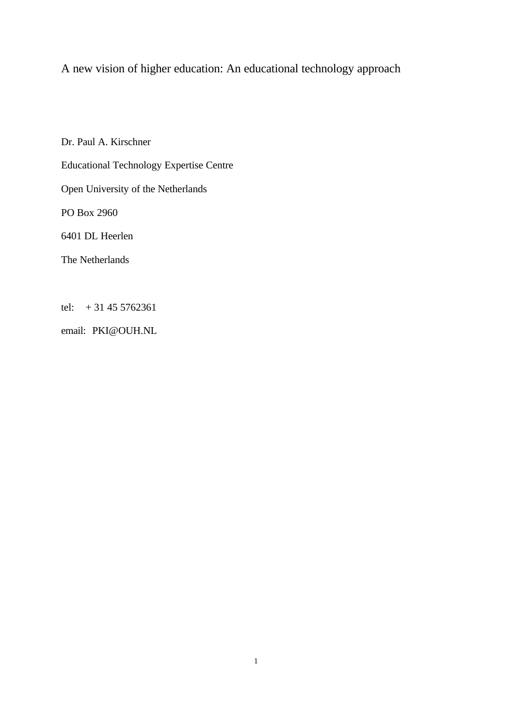# A new vision of higher education: An educational technology approach

Dr. Paul A. Kirschner

Educational Technology Expertise Centre

Open University of the Netherlands

PO Box 2960

6401 DL Heerlen

The Netherlands

tel: + 31 45 5762361

email: PKI@OUH.NL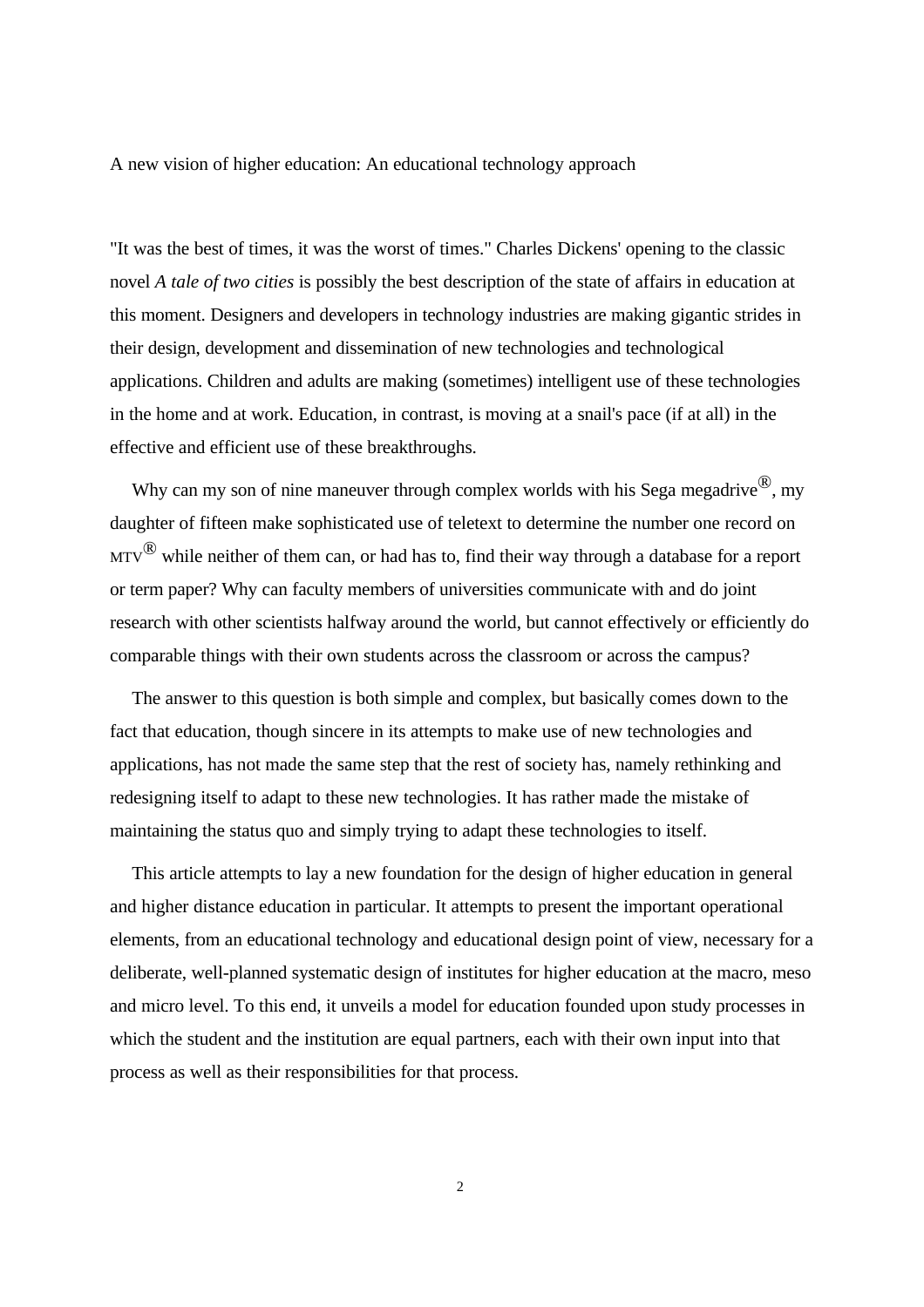# A new vision of higher education: An educational technology approach

"It was the best of times, it was the worst of times." Charles Dickens' opening to the classic novel *A tale of two cities* is possibly the best description of the state of affairs in education at this moment. Designers and developers in technology industries are making gigantic strides in their design, development and dissemination of new technologies and technological applications. Children and adults are making (sometimes) intelligent use of these technologies in the home and at work. Education, in contrast, is moving at a snail's pace (if at all) in the effective and efficient use of these breakthroughs.

Why can my son of nine maneuver through complex worlds with his Sega megadrive®, my daughter of fifteen make sophisticated use of teletext to determine the number one record on MTV® while neither of them can, or had has to, find their way through a database for a report or term paper? Why can faculty members of universities communicate with and do joint research with other scientists halfway around the world, but cannot effectively or efficiently do comparable things with their own students across the classroom or across the campus?

The answer to this question is both simple and complex, but basically comes down to the fact that education, though sincere in its attempts to make use of new technologies and applications, has not made the same step that the rest of society has, namely rethinking and redesigning itself to adapt to these new technologies. It has rather made the mistake of maintaining the status quo and simply trying to adapt these technologies to itself.

This article attempts to lay a new foundation for the design of higher education in general and higher distance education in particular. It attempts to present the important operational elements, from an educational technology and educational design point of view, necessary for a deliberate, well-planned systematic design of institutes for higher education at the macro, meso and micro level. To this end, it unveils a model for education founded upon study processes in which the student and the institution are equal partners, each with their own input into that process as well as their responsibilities for that process.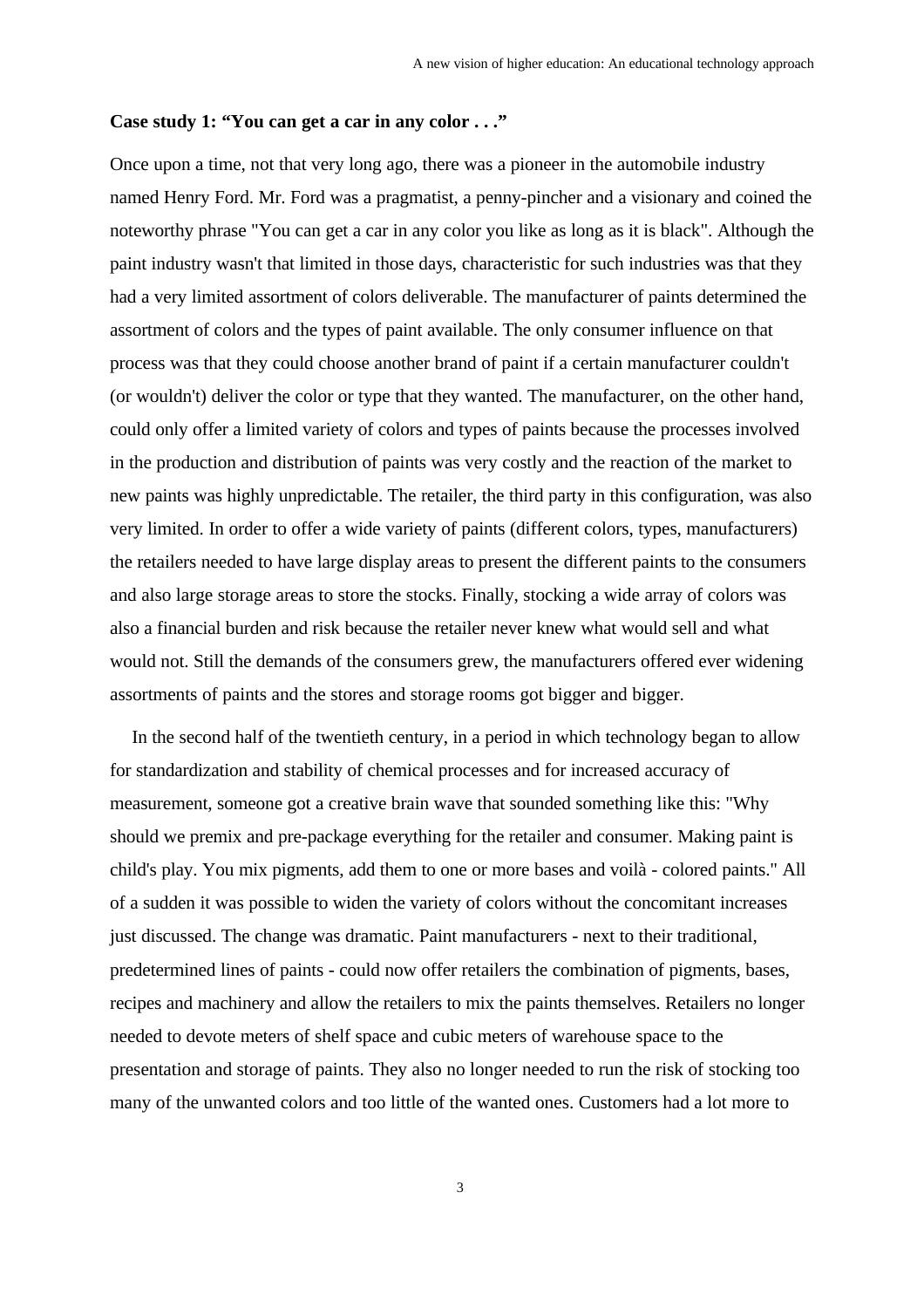**Case study 1: “You can get a car in any color . . .”**

Once upon a time, not that very long ago, there was a pioneer in the automobile industry named Henry Ford. Mr. Ford was a pragmatist, a penny-pincher and a visionary and coined the noteworthy phrase "You can get a car in any color you like as long as it is black". Although the paint industry wasn't that limited in those days, characteristic for such industries was that they had a very limited assortment of colors deliverable. The manufacturer of paints determined the assortment of colors and the types of paint available. The only consumer influence on that process was that they could choose another brand of paint if a certain manufacturer couldn't (or wouldn't) deliver the color or type that they wanted. The manufacturer, on the other hand, could only offer a limited variety of colors and types of paints because the processes involved in the production and distribution of paints was very costly and the reaction of the market to new paints was highly unpredictable. The retailer, the third party in this configuration, was also very limited. In order to offer a wide variety of paints (different colors, types, manufacturers) the retailers needed to have large display areas to present the different paints to the consumers and also large storage areas to store the stocks. Finally, stocking a wide array of colors was also a financial burden and risk because the retailer never knew what would sell and what would not. Still the demands of the consumers grew, the manufacturers offered ever widening assortments of paints and the stores and storage rooms got bigger and bigger.

In the second half of the twentieth century, in a period in which technology began to allow for standardization and stability of chemical processes and for increased accuracy of measurement, someone got a creative brain wave that sounded something like this: "Why should we premix and pre-package everything for the retailer and consumer. Making paint is child's play. You mix pigments, add them to one or more bases and voilà - colored paints." All of a sudden it was possible to widen the variety of colors without the concomitant increases just discussed. The change was dramatic. Paint manufacturers - next to their traditional, predetermined lines of paints - could now offer retailers the combination of pigments, bases, recipes and machinery and allow the retailers to mix the paints themselves. Retailers no longer needed to devote meters of shelf space and cubic meters of warehouse space to the presentation and storage of paints. They also no longer needed to run the risk of stocking too many of the unwanted colors and too little of the wanted ones. Customers had a lot more to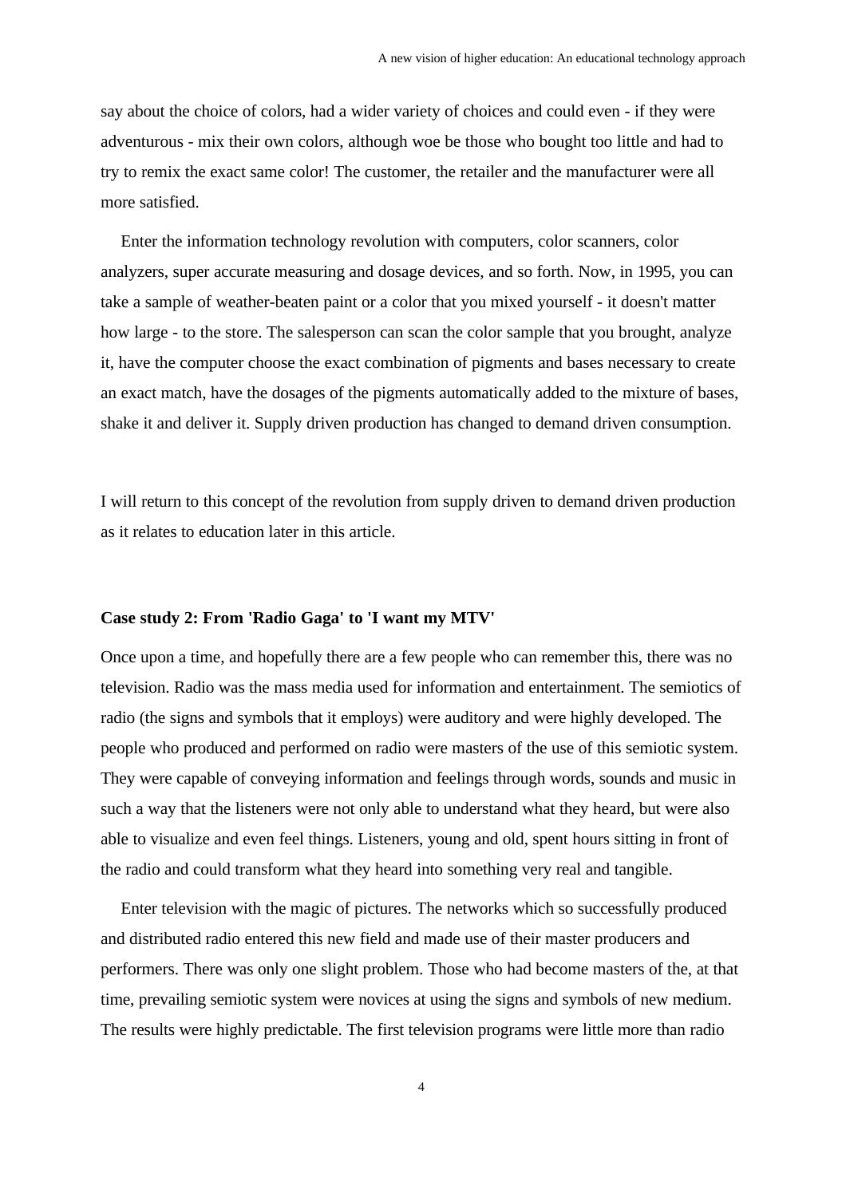say about the choice of colors, had a wider variety of choices and could even - if they were adventurous - mix their own colors, although woe be those who bought too little and had to try to remix the exact same color! The customer, the retailer and the manufacturer were all more satisfied.

Enter the information technology revolution with computers, color scanners, color analyzers, super accurate measuring and dosage devices, and so forth. Now, in 1995, you can take a sample of weather-beaten paint or a color that you mixed yourself - it doesn't matter how large - to the store. The salesperson can scan the color sample that you brought, analyze it, have the computer choose the exact combination of pigments and bases necessary to create an exact match, have the dosages of the pigments automatically added to the mixture of bases, shake it and deliver it. Supply driven production has changed to demand driven consumption.

I will return to this concept of the revolution from supply driven to demand driven production as it relates to education later in this article.

### Case study 2: From 'Radio Gaga' to 'I want my MTV'

Once upon a time, and hopefully there are a few people who can remember this, there was no television. Radio was the mass media used for information and entertainment. The semiotics of radio (the signs and symbols that it employs) were auditory and were highly developed. The people who produced and performed on radio were masters of the use of this semiotic system. They were capable of conveying information and feelings through words, sounds and music in such a way that the listeners were not only able to understand what they heard, but were also able to visualize and even feel things. Listeners, young and old, spent hours sitting in front of the radio and could transform what they heard into something very real and tangible.

Enter television with the magic of pictures. The networks which so successfully produced and distributed radio entered this new field and made use of their master producers and performers. There was only one slight problem. Those who had become masters of the, at that time, prevailing semiotic system were novices at using the signs and symbols of new medium. The results were highly predictable. The first television programs were little more than radio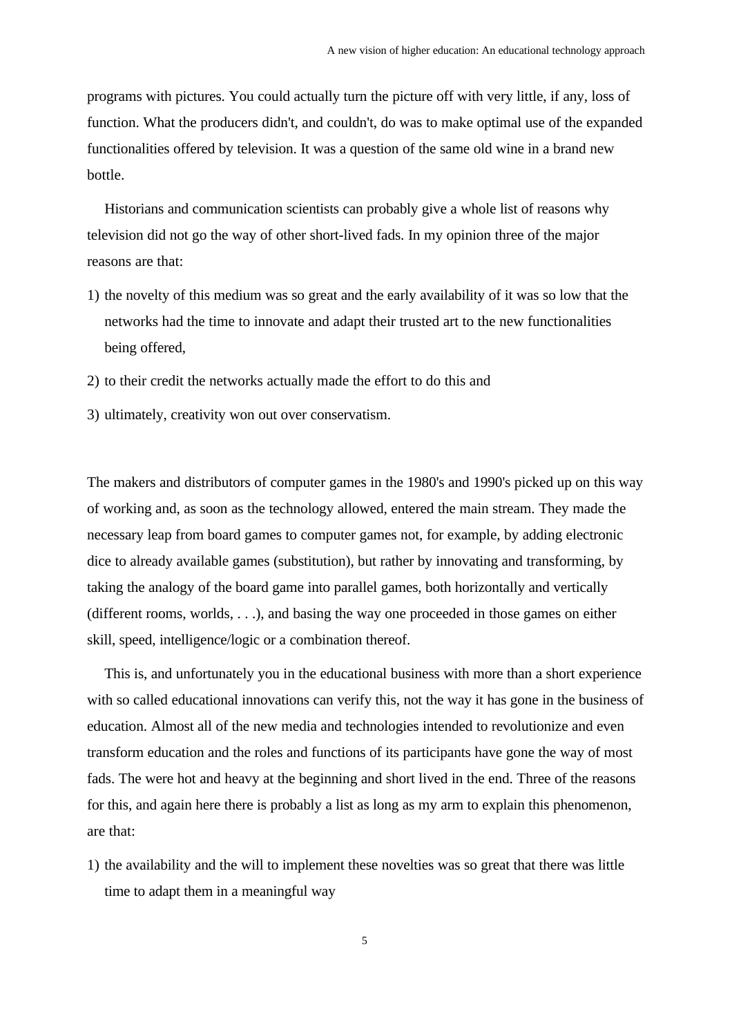programs with pictures. You could actually turn the picture off with very little, if any, loss of function. What the producers didn't, and couldn't, do was to make optimal use of the expanded functionalities offered by television. It was a question of the same old wine in a brand new bottle.

Historians and communication scientists can probably give a whole list of reasons why television did not go the way of other short-lived fads. In my opinion three of the major reasons are that:

1) the novelty of this medium was so great and the early availability of it was so low that the networks had the time to innovate and adapt their trusted art to the new functionalities being offered,
2) to their credit the networks actually made the effort to do this and
3) ultimately, creativity won out over conservatism.

The makers and distributors of computer games in the 1980's and 1990's picked up on this way of working and, as soon as the technology allowed, entered the main stream. They made the necessary leap from board games to computer games not, for example, by adding electronic dice to already available games (substitution), but rather by innovating and transforming, by taking the analogy of the board game into parallel games, both horizontally and vertically (different rooms, worlds, . . .), and basing the way one proceeded in those games on either skill, speed, intelligence/logic or a combination thereof.

This is, and unfortunately you in the educational business with more than a short experience with so called educational innovations can verify this, not the way it has gone in the business of education. Almost all of the new media and technologies intended to revolutionize and even transform education and the roles and functions of its participants have gone the way of most fads. The were hot and heavy at the beginning and short lived in the end. Three of the reasons for this, and again here there is probably a list as long as my arm to explain this phenomenon, are that:

1) the availability and the will to implement these novelties was so great that there was little time to adapt them in a meaningful way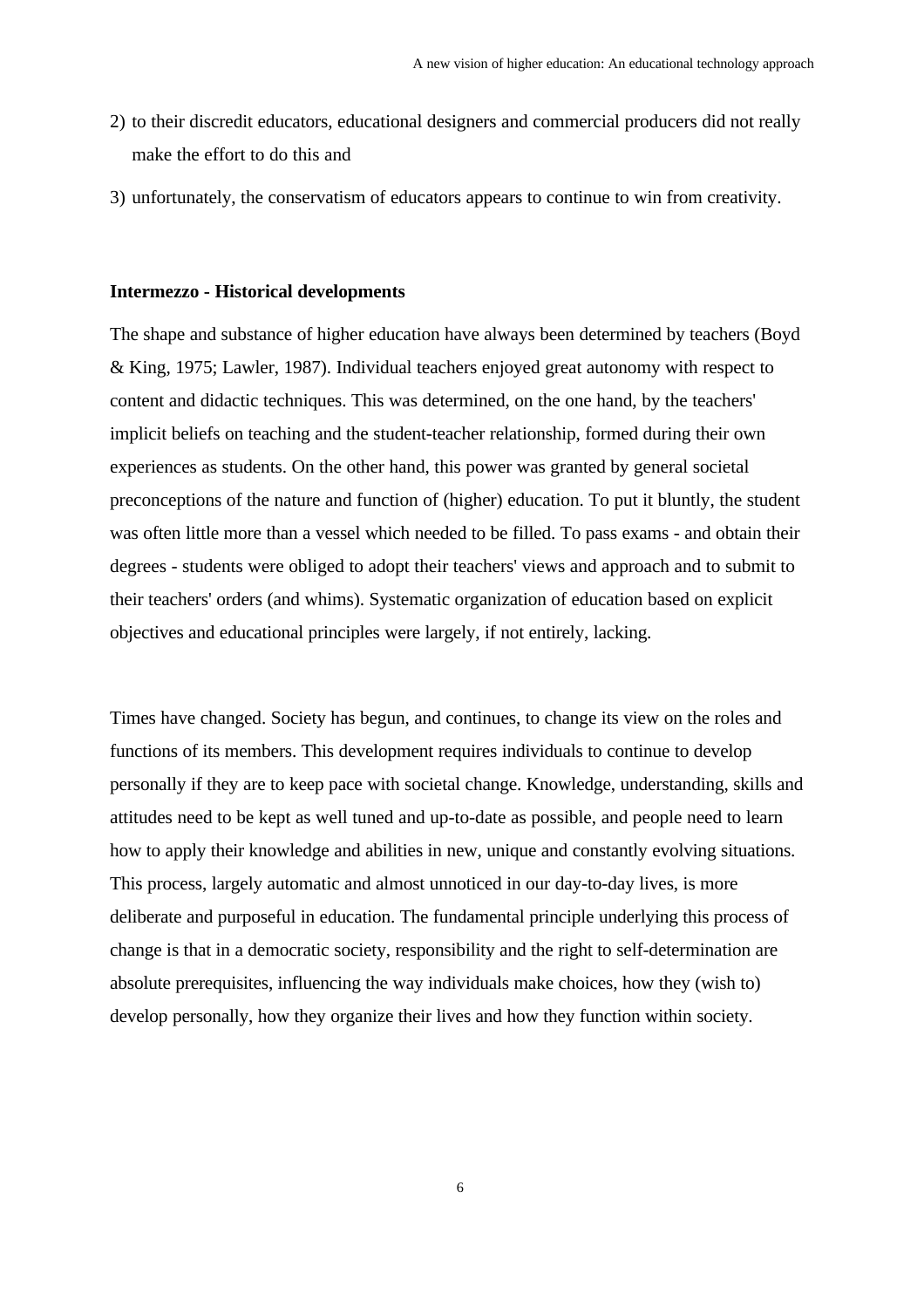2) to their discredit educators, educational designers and commercial producers did not really make the effort to do this and

3) unfortunately, the conservatism of educators appears to continue to win from creativity.

**Intermezzo - Historical developments**

The shape and substance of higher education have always been determined by teachers (Boyd & King, 1975; Lawler, 1987). Individual teachers enjoyed great autonomy with respect to content and didactic techniques. This was determined, on the one hand, by the teachers' implicit beliefs on teaching and the student-teacher relationship, formed during their own experiences as students. On the other hand, this power was granted by general societal preconceptions of the nature and function of (higher) education. To put it bluntly, the student was often little more than a vessel which needed to be filled. To pass exams - and obtain their degrees - students were obliged to adopt their teachers' views and approach and to submit to their teachers' orders (and whims). Systematic organization of education based on explicit objectives and educational principles were largely, if not entirely, lacking.

Times have changed. Society has begun, and continues, to change its view on the roles and functions of its members. This development requires individuals to continue to develop personally if they are to keep pace with societal change. Knowledge, understanding, skills and attitudes need to be kept as well tuned and up-to-date as possible, and people need to learn how to apply their knowledge and abilities in new, unique and constantly evolving situations. This process, largely automatic and almost unnoticed in our day-to-day lives, is more deliberate and purposeful in education. The fundamental principle underlying this process of change is that in a democratic society, responsibility and the right to self-determination are absolute prerequisites, influencing the way individuals make choices, how they (wish to) develop personally, how they organize their lives and how they function within society.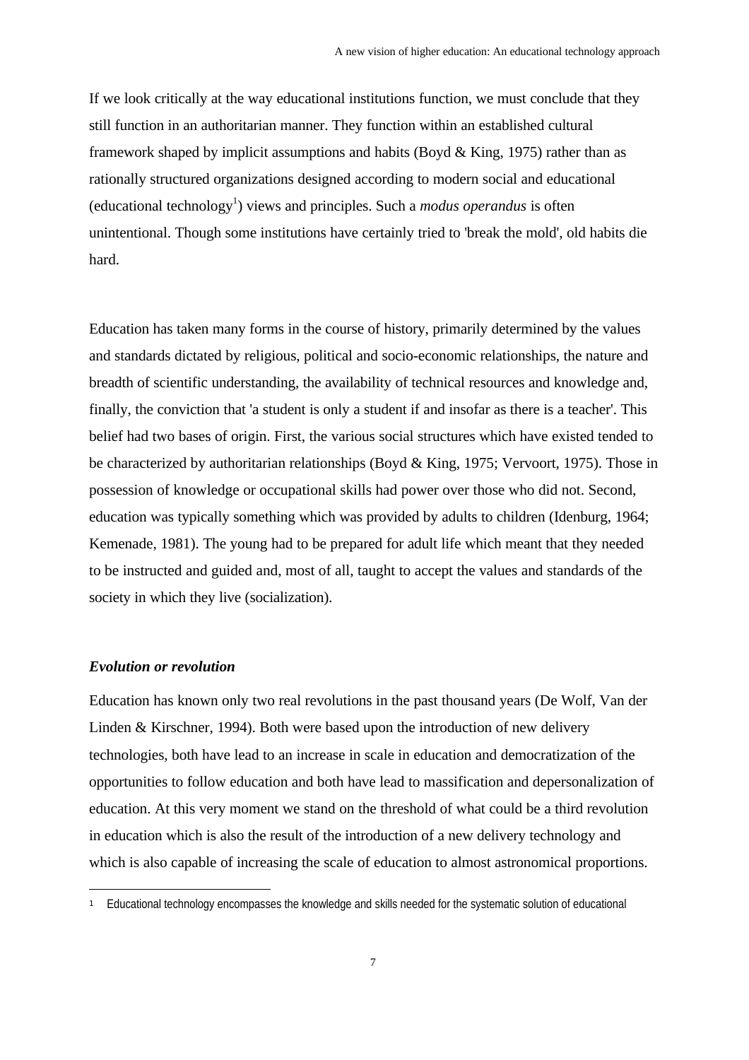If we look critically at the way educational institutions function, we must conclude that they still function in an authoritarian manner. They function within an established cultural framework shaped by implicit assumptions and habits (Boyd & King, 1975) rather than as rationally structured organizations designed according to modern social and educational (educational technology[1]) views and principles. Such a *modus operandus* is often unintentional. Though some institutions have certainly tried to 'break the mold', old habits die hard.

Education has taken many forms in the course of history, primarily determined by the values and standards dictated by religious, political and socio-economic relationships, the nature and breadth of scientific understanding, the availability of technical resources and knowledge and, finally, the conviction that 'a student is only a student if and insofar as there is a teacher'. This belief had two bases of origin. First, the various social structures which have existed tended to be characterized by authoritarian relationships (Boyd & King, 1975; Vervoort, 1975). Those in possession of knowledge or occupational skills had power over those who did not. Second, education was typically something which was provided by adults to children (Idenburg, 1964; Kemenade, 1981). The young had to be prepared for adult life which meant that they needed to be instructed and guided and, most of all, taught to accept the values and standards of the society in which they live (socialization).

### *Evolution or revolution*

Education has known only two real revolutions in the past thousand years (De Wolf, Van der Linden & Kirschner, 1994). Both were based upon the introduction of new delivery technologies, both have lead to an increase in scale in education and democratization of the opportunities to follow education and both have lead to massification and depersonalization of education. At this very moment we stand on the threshold of what could be a third revolution in education which is also the result of the introduction of a new delivery technology and which is also capable of increasing the scale of education to almost astronomical proportions.

---

[1] Educational technology encompasses the knowledge and skills needed for the systematic solution of educational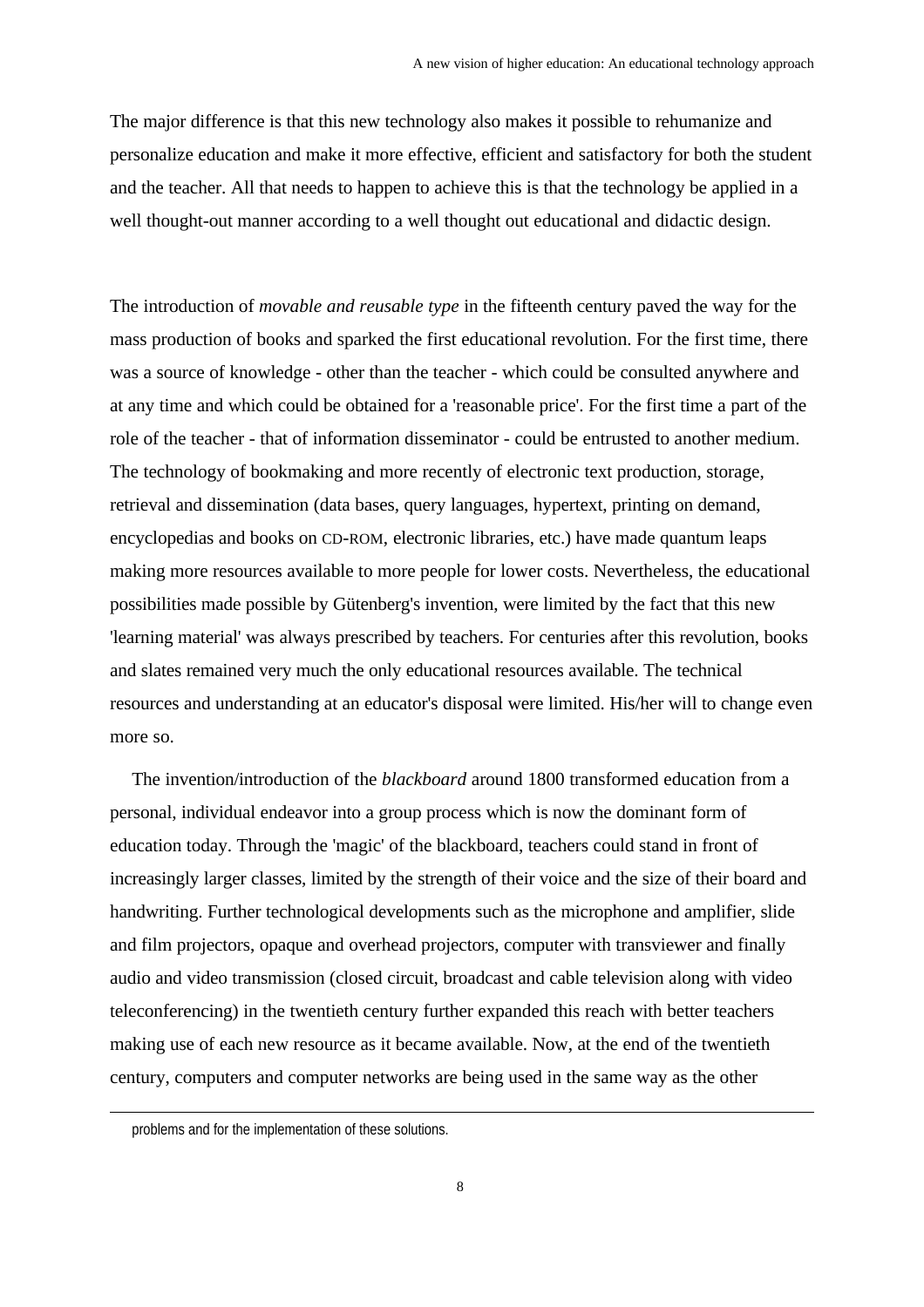The major difference is that this new technology also makes it possible to rehumanize and personalize education and make it more effective, efficient and satisfactory for both the student and the teacher. All that needs to happen to achieve this is that the technology be applied in a well thought-out manner according to a well thought out educational and didactic design.

The introduction of *movable and reusable type* in the fifteenth century paved the way for the mass production of books and sparked the first educational revolution. For the first time, there was a source of knowledge - other than the teacher - which could be consulted anywhere and at any time and which could be obtained for a 'reasonable price'. For the first time a part of the role of the teacher - that of information disseminator - could be entrusted to another medium. The technology of bookmaking and more recently of electronic text production, storage, retrieval and dissemination (data bases, query languages, hypertext, printing on demand, encyclopedias and books on CD-ROM, electronic libraries, etc.) have made quantum leaps making more resources available to more people for lower costs. Nevertheless, the educational possibilities made possible by Gütenberg's invention, were limited by the fact that this new 'learning material' was always prescribed by teachers. For centuries after this revolution, books and slates remained very much the only educational resources available. The technical resources and understanding at an educator's disposal were limited. His/her will to change even more so.

The invention/introduction of the *blackboard* around 1800 transformed education from a personal, individual endeavor into a group process which is now the dominant form of education today. Through the 'magic' of the blackboard, teachers could stand in front of increasingly larger classes, limited by the strength of their voice and the size of their board and handwriting. Further technological developments such as the microphone and amplifier, slide and film projectors, opaque and overhead projectors, computer with transviewer and finally audio and video transmission (closed circuit, broadcast and cable television along with video teleconferencing) in the twentieth century further expanded this reach with better teachers making use of each new resource as it became available. Now, at the end of the twentieth century, computers and computer networks are being used in the same way as the other

problems and for the implementation of these solutions.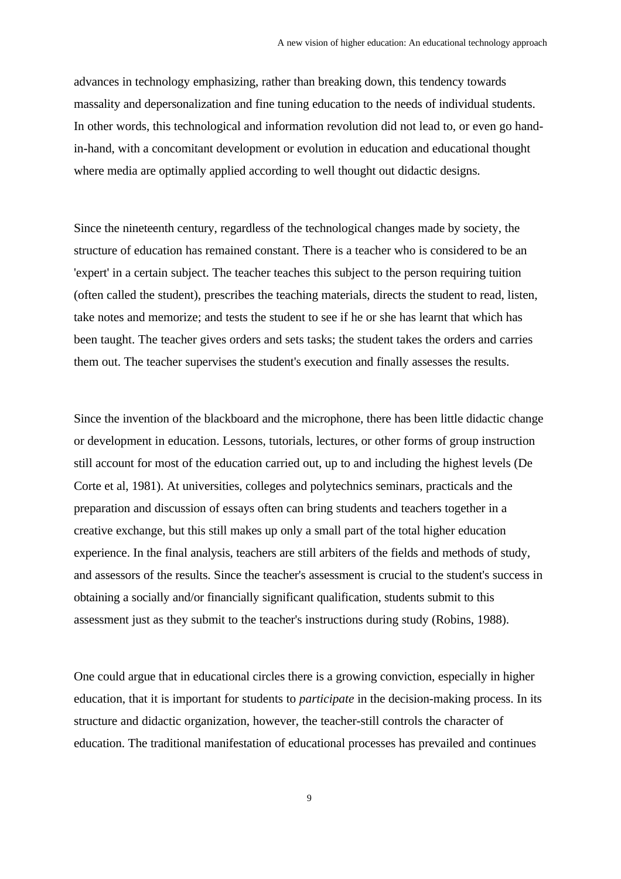advances in technology emphasizing, rather than breaking down, this tendency towards massality and depersonalization and fine tuning education to the needs of individual students. In other words, this technological and information revolution did not lead to, or even go hand-in-hand, with a concomitant development or evolution in education and educational thought where media are optimally applied according to well thought out didactic designs.

Since the nineteenth century, regardless of the technological changes made by society, the structure of education has remained constant. There is a teacher who is considered to be an 'expert' in a certain subject. The teacher teaches this subject to the person requiring tuition (often called the student), prescribes the teaching materials, directs the student to read, listen, take notes and memorize; and tests the student to see if he or she has learnt that which has been taught. The teacher gives orders and sets tasks; the student takes the orders and carries them out. The teacher supervises the student's execution and finally assesses the results.

Since the invention of the blackboard and the microphone, there has been little didactic change or development in education. Lessons, tutorials, lectures, or other forms of group instruction still account for most of the education carried out, up to and including the highest levels (De Corte et al, 1981). At universities, colleges and polytechnics seminars, practicals and the preparation and discussion of essays often can bring students and teachers together in a creative exchange, but this still makes up only a small part of the total higher education experience. In the final analysis, teachers are still arbiters of the fields and methods of study, and assessors of the results. Since the teacher's assessment is crucial to the student's success in obtaining a socially and/or financially significant qualification, students submit to this assessment just as they submit to the teacher's instructions during study (Robins, 1988).

One could argue that in educational circles there is a growing conviction, especially in higher education, that it is important for students to *participate* in the decision-making process. In its structure and didactic organization, however, the teacher-still controls the character of education. The traditional manifestation of educational processes has prevailed and continues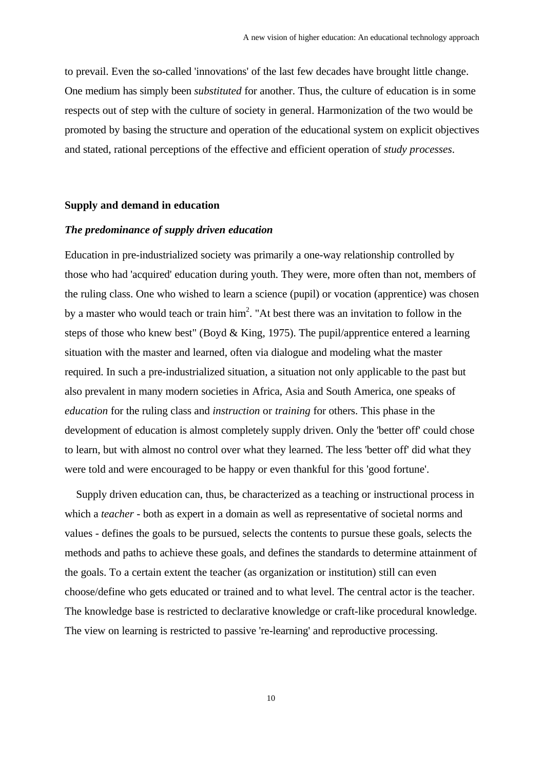to prevail. Even the so-called 'innovations' of the last few decades have brought little change. One medium has simply been *substituted* for another. Thus, the culture of education is in some respects out of step with the culture of society in general. Harmonization of the two would be promoted by basing the structure and operation of the educational system on explicit objectives and stated, rational perceptions of the effective and efficient operation of *study processes*.

## Supply and demand in education

### *The predominance of supply driven education*

Education in pre-industrialized society was primarily a one-way relationship controlled by those who had 'acquired' education during youth. They were, more often than not, members of the ruling class. One who wished to learn a science (pupil) or vocation (apprentice) was chosen by a master who would teach or train him[2]. "At best there was an invitation to follow in the steps of those who knew best" (Boyd & King, 1975). The pupil/apprentice entered a learning situation with the master and learned, often via dialogue and modeling what the master required. In such a pre-industrialized situation, a situation not only applicable to the past but also prevalent in many modern societies in Africa, Asia and South America, one speaks of *education* for the ruling class and *instruction* or *training* for others. This phase in the development of education is almost completely supply driven. Only the 'better off' could chose to learn, but with almost no control over what they learned. The less 'better off' did what they were told and were encouraged to be happy or even thankful for this 'good fortune'.

Supply driven education can, thus, be characterized as a teaching or instructional process in which a *teacher* - both as expert in a domain as well as representative of societal norms and values - defines the goals to be pursued, selects the contents to pursue these goals, selects the methods and paths to achieve these goals, and defines the standards to determine attainment of the goals. To a certain extent the teacher (as organization or institution) still can even choose/define who gets educated or trained and to what level. The central actor is the teacher. The knowledge base is restricted to declarative knowledge or craft-like procedural knowledge. The view on learning is restricted to passive 're-learning' and reproductive processing.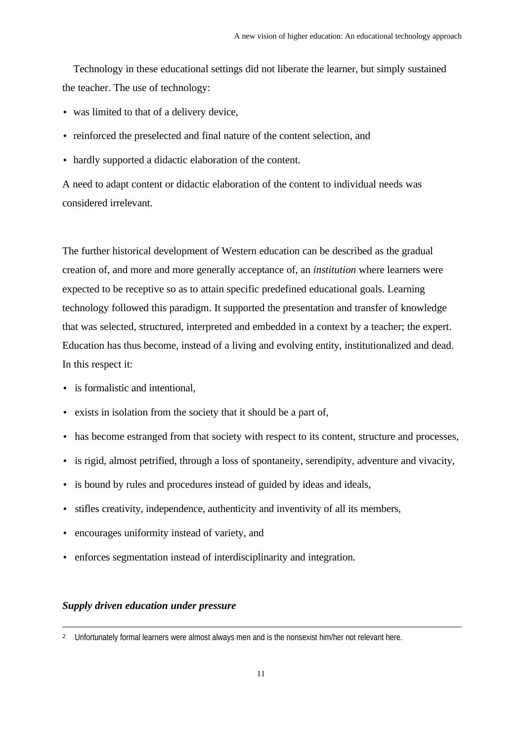Technology in these educational settings did not liberate the learner, but simply sustained the teacher. The use of technology:

- was limited to that of a delivery device,
- reinforced the preselected and final nature of the content selection, and
- hardly supported a didactic elaboration of the content.

A need to adapt content or didactic elaboration of the content to individual needs was considered irrelevant.

The further historical development of Western education can be described as the gradual creation of, and more and more generally acceptance of, an *institution* where learners were expected to be receptive so as to attain specific predefined educational goals. Learning technology followed this paradigm. It supported the presentation and transfer of knowledge that was selected, structured, interpreted and embedded in a context by a teacher; the expert. Education has thus become, instead of a living and evolving entity, institutionalized and dead. In this respect it:

- is formalistic and intentional,
- exists in isolation from the society that it should be a part of,
- has become estranged from that society with respect to its content, structure and processes,
- is rigid, almost petrified, through a loss of spontaneity, serendipity, adventure and vivacity,
- is bound by rules and procedures instead of guided by ideas and ideals,
- stifles creativity, independence, authenticity and inventivity of all its members,
- encourages uniformity instead of variety, and
- enforces segmentation instead of interdisciplinarity and integration.

***Supply driven education under pressure***

[2] Unfortunately formal learners were almost always men and is the nonsexist him/her not relevant here.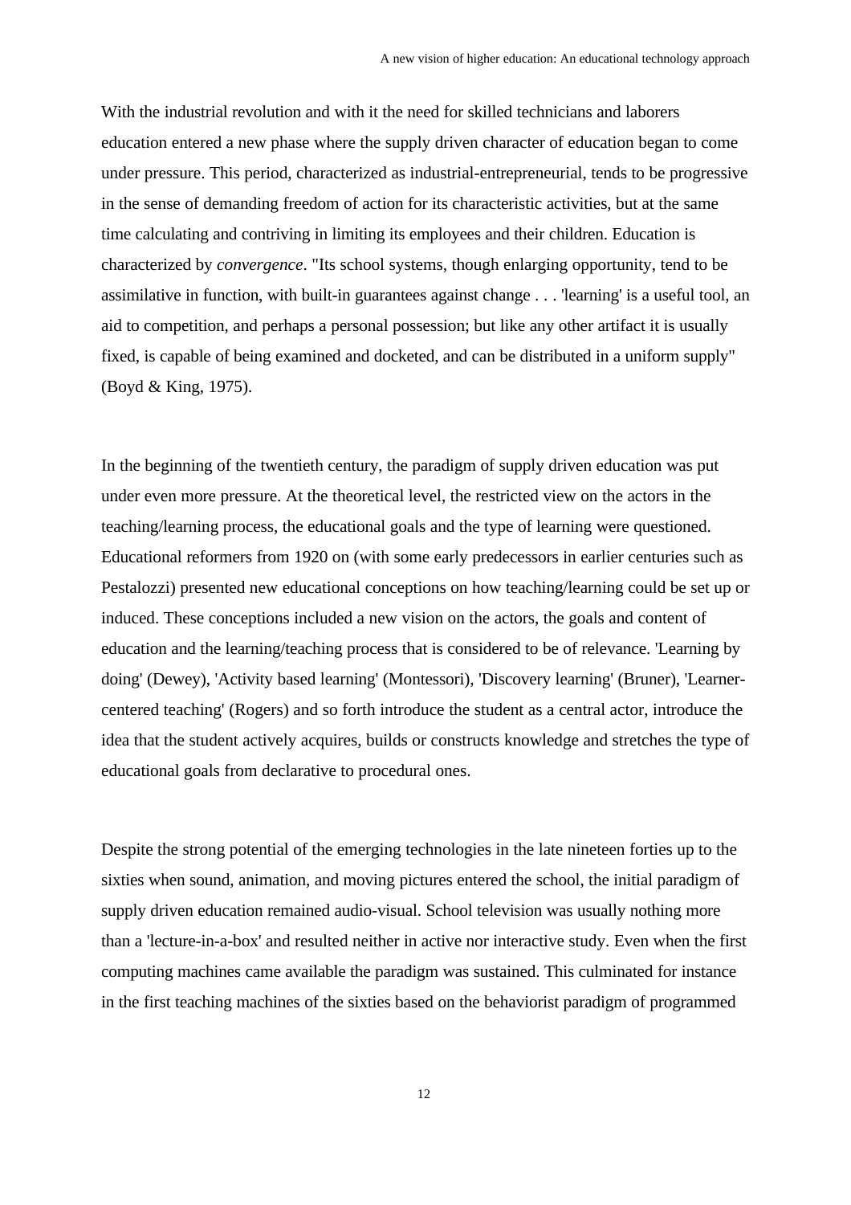With the industrial revolution and with it the need for skilled technicians and laborers education entered a new phase where the supply driven character of education began to come under pressure. This period, characterized as industrial-entrepreneurial, tends to be progressive in the sense of demanding freedom of action for its characteristic activities, but at the same time calculating and contriving in limiting its employees and their children. Education is characterized by *convergence*. "Its school systems, though enlarging opportunity, tend to be assimilative in function, with built-in guarantees against change . . . 'learning' is a useful tool, an aid to competition, and perhaps a personal possession; but like any other artifact it is usually fixed, is capable of being examined and docketed, and can be distributed in a uniform supply" (Boyd & King, 1975).

In the beginning of the twentieth century, the paradigm of supply driven education was put under even more pressure. At the theoretical level, the restricted view on the actors in the teaching/learning process, the educational goals and the type of learning were questioned. Educational reformers from 1920 on (with some early predecessors in earlier centuries such as Pestalozzi) presented new educational conceptions on how teaching/learning could be set up or induced. These conceptions included a new vision on the actors, the goals and content of education and the learning/teaching process that is considered to be of relevance. 'Learning by doing' (Dewey), 'Activity based learning' (Montessori), 'Discovery learning' (Bruner), 'Learner-centered teaching' (Rogers) and so forth introduce the student as a central actor, introduce the idea that the student actively acquires, builds or constructs knowledge and stretches the type of educational goals from declarative to procedural ones.

Despite the strong potential of the emerging technologies in the late nineteen forties up to the sixties when sound, animation, and moving pictures entered the school, the initial paradigm of supply driven education remained audio-visual. School television was usually nothing more than a 'lecture-in-a-box' and resulted neither in active nor interactive study. Even when the first computing machines came available the paradigm was sustained. This culminated for instance in the first teaching machines of the sixties based on the behaviorist paradigm of programmed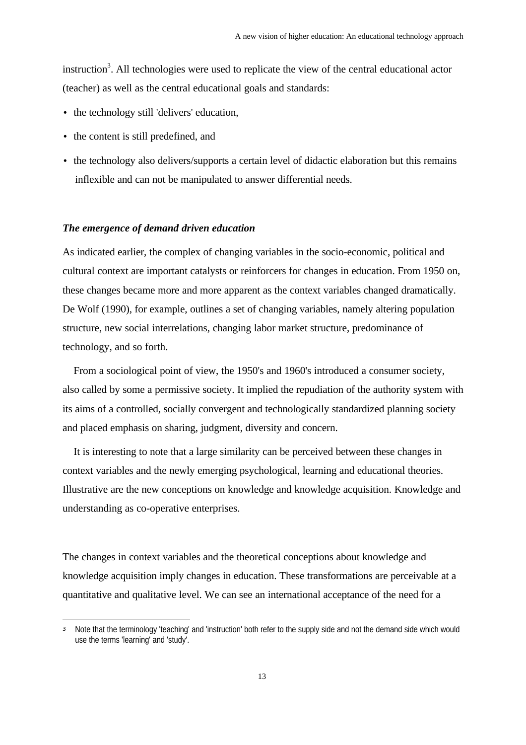instruction[3]. All technologies were used to replicate the view of the central educational actor (teacher) as well as the central educational goals and standards:

- the technology still 'delivers' education,
- the content is still predefined, and
- the technology also delivers/supports a certain level of didactic elaboration but this remains inflexible and can not be manipulated to answer differential needs.

### *The emergence of demand driven education*

As indicated earlier, the complex of changing variables in the socio-economic, political and cultural context are important catalysts or reinforcers for changes in education. From 1950 on, these changes became more and more apparent as the context variables changed dramatically. De Wolf (1990), for example, outlines a set of changing variables, namely altering population structure, new social interrelations, changing labor market structure, predominance of technology, and so forth.

From a sociological point of view, the 1950's and 1960's introduced a consumer society, also called by some a permissive society. It implied the repudiation of the authority system with its aims of a controlled, socially convergent and technologically standardized planning society and placed emphasis on sharing, judgment, diversity and concern.

It is interesting to note that a large similarity can be perceived between these changes in context variables and the newly emerging psychological, learning and educational theories. Illustrative are the new conceptions on knowledge and knowledge acquisition. Knowledge and understanding as co-operative enterprises.

The changes in context variables and the theoretical conceptions about knowledge and knowledge acquisition imply changes in education. These transformations are perceivable at a quantitative and qualitative level. We can see an international acceptance of the need for a

---

[3] Note that the terminology 'teaching' and 'instruction' both refer to the supply side and not the demand side which would use the terms 'learning' and 'study'.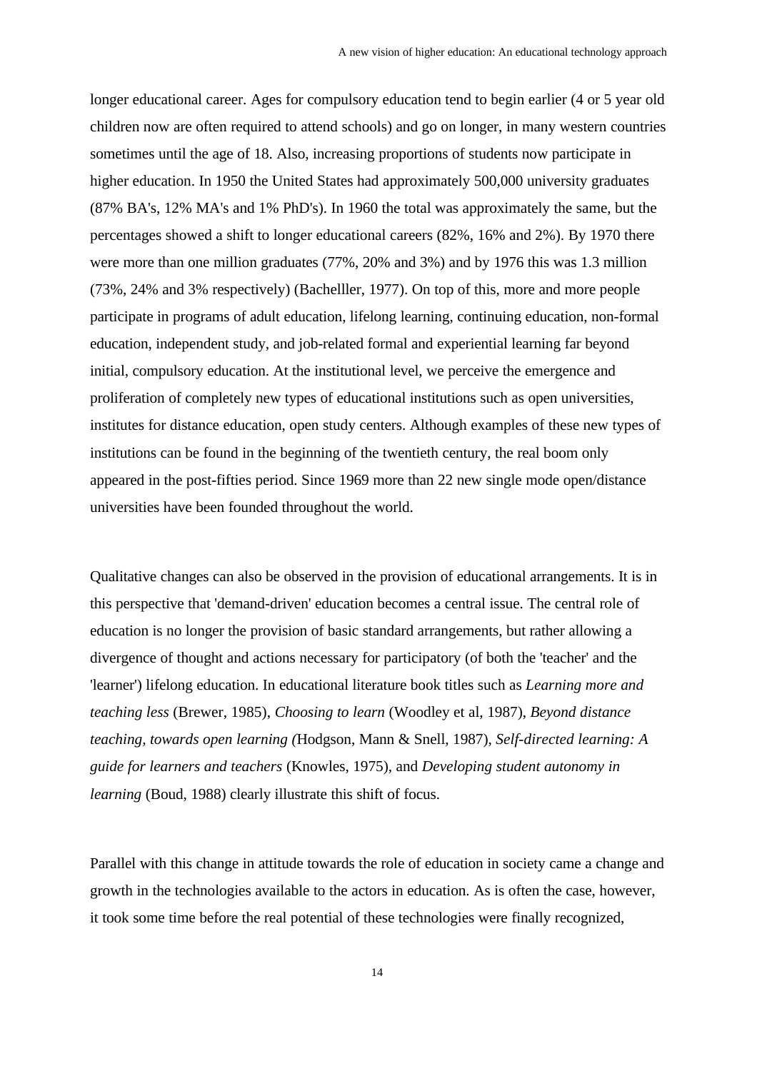longer educational career. Ages for compulsory education tend to begin earlier (4 or 5 year old children now are often required to attend schools) and go on longer, in many western countries sometimes until the age of 18. Also, increasing proportions of students now participate in higher education. In 1950 the United States had approximately 500,000 university graduates (87% BA's, 12% MA's and 1% PhD's). In 1960 the total was approximately the same, but the percentages showed a shift to longer educational careers (82%, 16% and 2%). By 1970 there were more than one million graduates (77%, 20% and 3%) and by 1976 this was 1.3 million (73%, 24% and 3% respectively) (Bachelller, 1977). On top of this, more and more people participate in programs of adult education, lifelong learning, continuing education, non-formal education, independent study, and job-related formal and experiential learning far beyond initial, compulsory education. At the institutional level, we perceive the emergence and proliferation of completely new types of educational institutions such as open universities, institutes for distance education, open study centers. Although examples of these new types of institutions can be found in the beginning of the twentieth century, the real boom only appeared in the post-fifties period. Since 1969 more than 22 new single mode open/distance universities have been founded throughout the world.

Qualitative changes can also be observed in the provision of educational arrangements. It is in this perspective that 'demand-driven' education becomes a central issue. The central role of education is no longer the provision of basic standard arrangements, but rather allowing a divergence of thought and actions necessary for participatory (of both the 'teacher' and the 'learner') lifelong education. In educational literature book titles such as *Learning more and teaching less* (Brewer, 1985), *Choosing to learn* (Woodley et al, 1987), *Beyond distance teaching, towards open learning (*Hodgson, Mann & Snell, 1987), *Self-directed learning: A guide for learners and teachers* (Knowles, 1975), and *Developing student autonomy in learning* (Boud, 1988) clearly illustrate this shift of focus.

Parallel with this change in attitude towards the role of education in society came a change and growth in the technologies available to the actors in education. As is often the case, however, it took some time before the real potential of these technologies were finally recognized,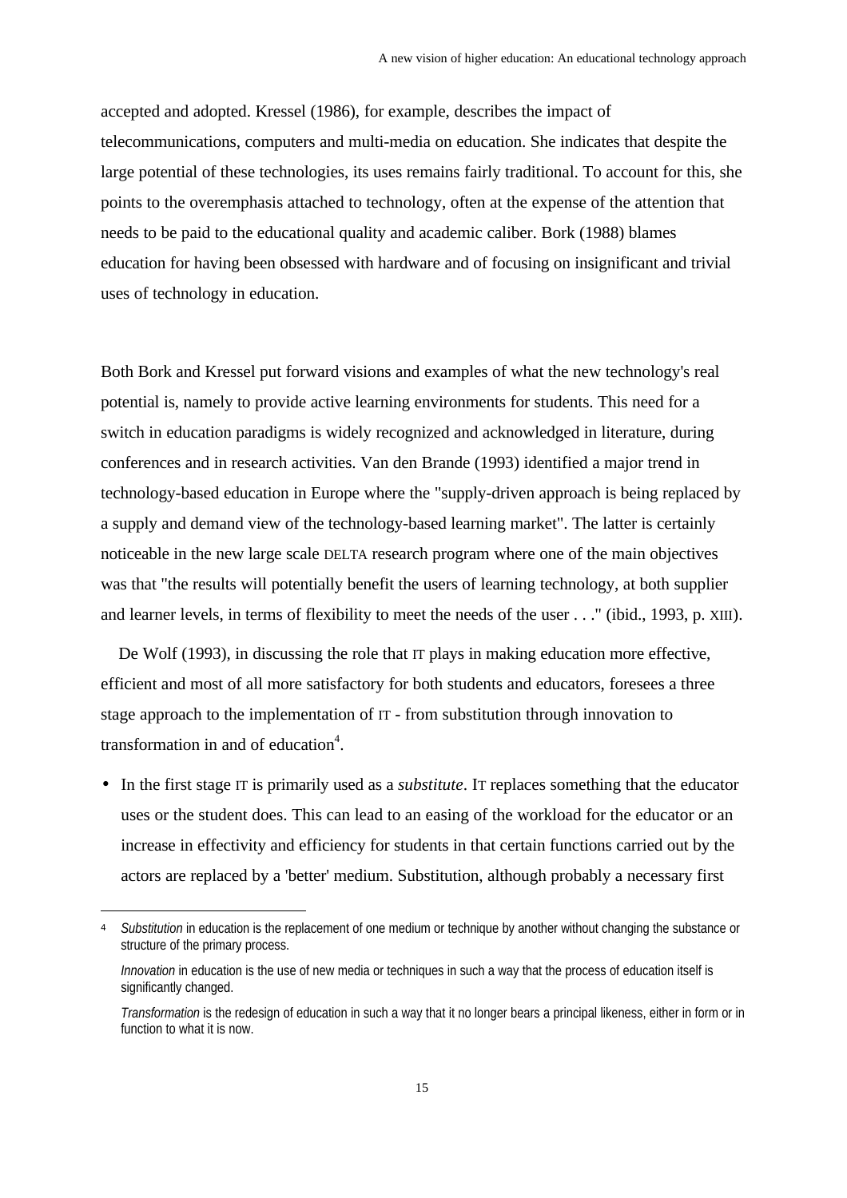accepted and adopted. Kressel (1986), for example, describes the impact of telecommunications, computers and multi-media on education. She indicates that despite the large potential of these technologies, its uses remains fairly traditional. To account for this, she points to the overemphasis attached to technology, often at the expense of the attention that needs to be paid to the educational quality and academic caliber. Bork (1988) blames education for having been obsessed with hardware and of focusing on insignificant and trivial uses of technology in education.

Both Bork and Kressel put forward visions and examples of what the new technology's real potential is, namely to provide active learning environments for students. This need for a switch in education paradigms is widely recognized and acknowledged in literature, during conferences and in research activities. Van den Brande (1993) identified a major trend in technology-based education in Europe where the "supply-driven approach is being replaced by a supply and demand view of the technology-based learning market". The latter is certainly noticeable in the new large scale DELTA research program where one of the main objectives was that "the results will potentially benefit the users of learning technology, at both supplier and learner levels, in terms of flexibility to meet the needs of the user . . ." (ibid., 1993, p. XIII).

De Wolf (1993), in discussing the role that IT plays in making education more effective, efficient and most of all more satisfactory for both students and educators, foresees a three stage approach to the implementation of IT - from substitution through innovation to transformation in and of education[4].

- In the first stage IT is primarily used as a *substitute*. IT replaces something that the educator uses or the student does. This can lead to an easing of the workload for the educator or an increase in effectivity and efficiency for students in that certain functions carried out by the actors are replaced by a 'better' medium. Substitution, although probably a necessary first

---

[4] *Substitution* in education is the replacement of one medium or technique by another without changing the substance or structure of the primary process.

*Innovation* in education is the use of new media or techniques in such a way that the process of education itself is significantly changed.

*Transformation* is the redesign of education in such a way that it no longer bears a principal likeness, either in form or in function to what it is now.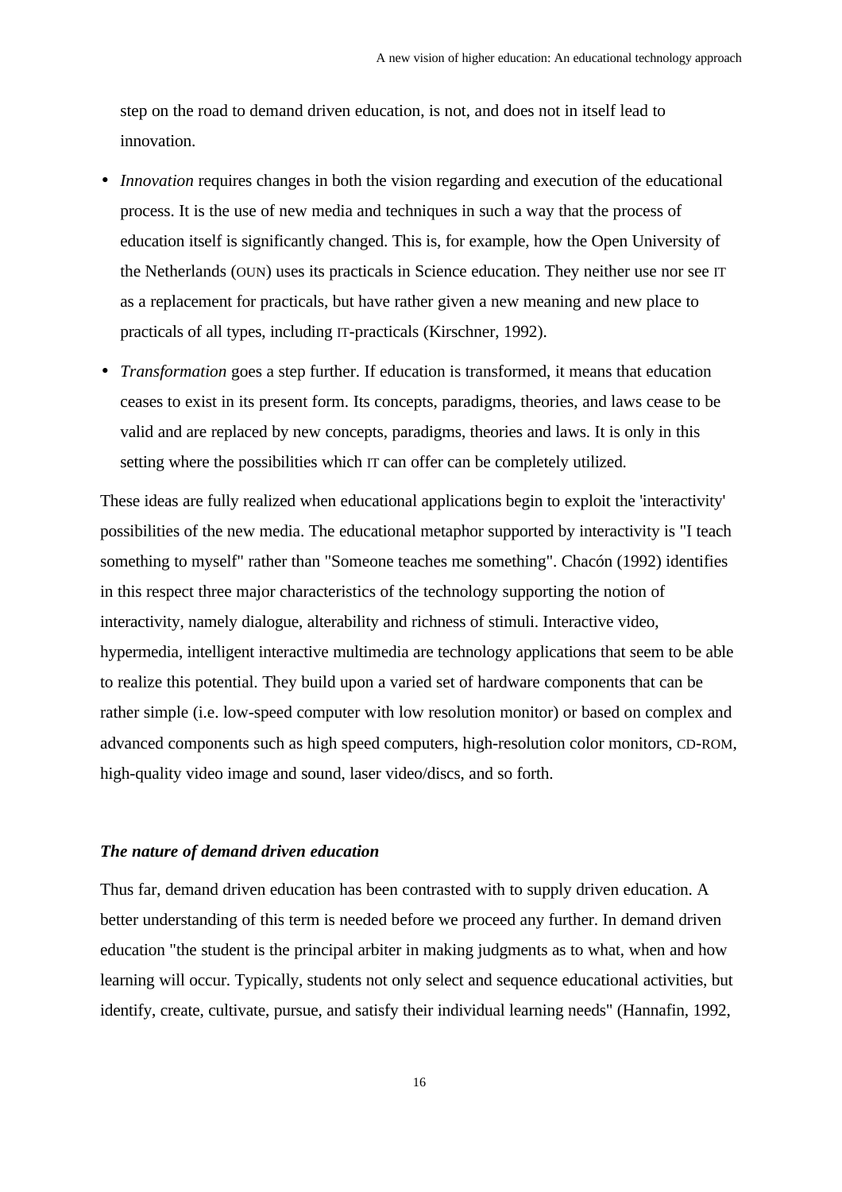step on the road to demand driven education, is not, and does not in itself lead to innovation.

- *Innovation* requires changes in both the vision regarding and execution of the educational process. It is the use of new media and techniques in such a way that the process of education itself is significantly changed. This is, for example, how the Open University of the Netherlands (OUN) uses its practicals in Science education. They neither use nor see IT as a replacement for practicals, but have rather given a new meaning and new place to practicals of all types, including IT-practicals (Kirschner, 1992).
- *Transformation* goes a step further. If education is transformed, it means that education ceases to exist in its present form. Its concepts, paradigms, theories, and laws cease to be valid and are replaced by new concepts, paradigms, theories and laws. It is only in this setting where the possibilities which IT can offer can be completely utilized.

These ideas are fully realized when educational applications begin to exploit the 'interactivity' possibilities of the new media. The educational metaphor supported by interactivity is "I teach something to myself" rather than "Someone teaches me something". Chacón (1992) identifies in this respect three major characteristics of the technology supporting the notion of interactivity, namely dialogue, alterability and richness of stimuli. Interactive video, hypermedia, intelligent interactive multimedia are technology applications that seem to be able to realize this potential. They build upon a varied set of hardware components that can be rather simple (i.e. low-speed computer with low resolution monitor) or based on complex and advanced components such as high speed computers, high-resolution color monitors, CD-ROM, high-quality video image and sound, laser video/discs, and so forth.

### *The nature of demand driven education*

Thus far, demand driven education has been contrasted with to supply driven education. A better understanding of this term is needed before we proceed any further. In demand driven education "the student is the principal arbiter in making judgments as to what, when and how learning will occur. Typically, students not only select and sequence educational activities, but identify, create, cultivate, pursue, and satisfy their individual learning needs" (Hannafin, 1992,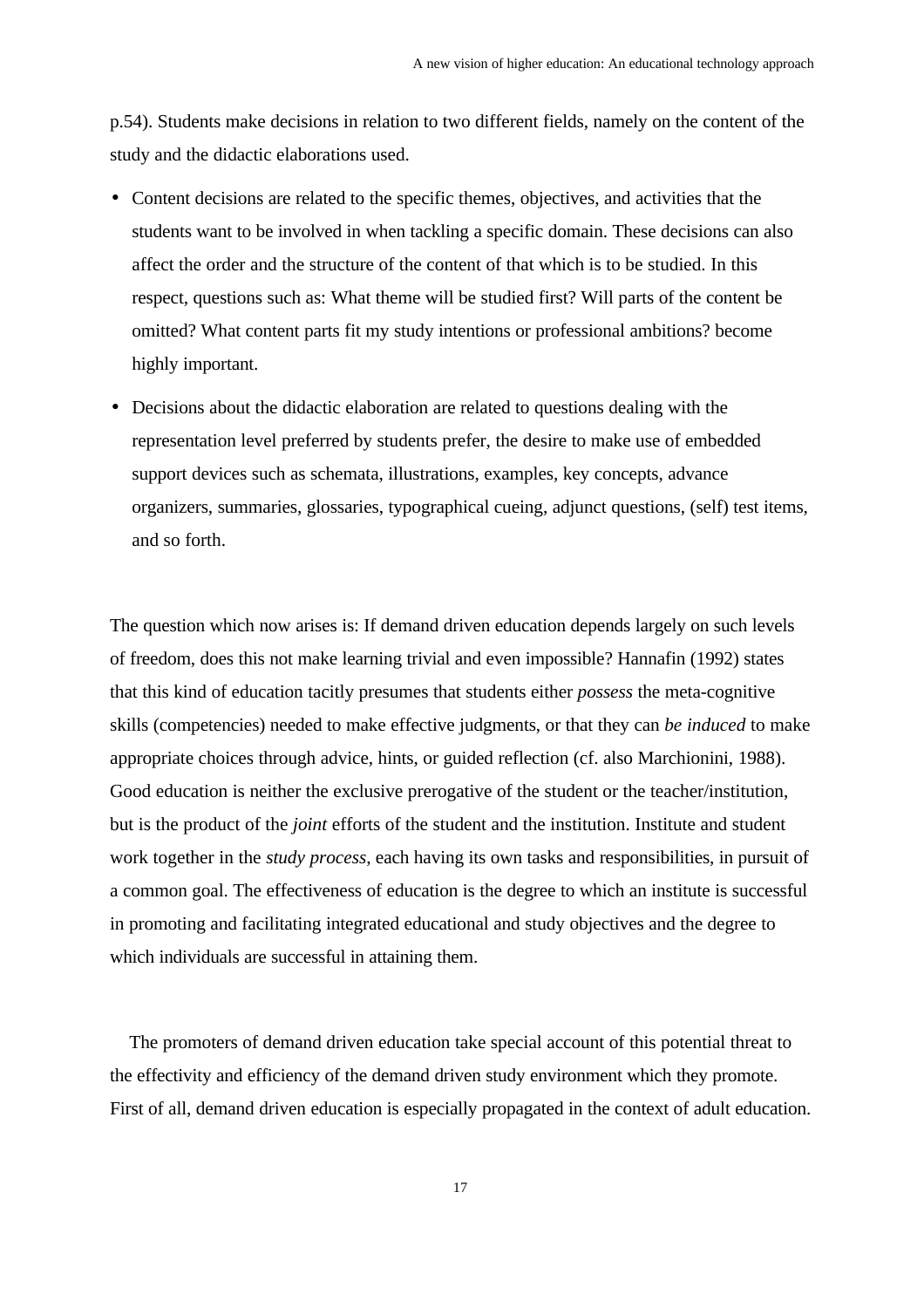p.54). Students make decisions in relation to two different fields, namely on the content of the study and the didactic elaborations used.

- Content decisions are related to the specific themes, objectives, and activities that the students want to be involved in when tackling a specific domain. These decisions can also affect the order and the structure of the content of that which is to be studied. In this respect, questions such as: What theme will be studied first? Will parts of the content be omitted? What content parts fit my study intentions or professional ambitions? become highly important.
- Decisions about the didactic elaboration are related to questions dealing with the representation level preferred by students prefer, the desire to make use of embedded support devices such as schemata, illustrations, examples, key concepts, advance organizers, summaries, glossaries, typographical cueing, adjunct questions, (self) test items, and so forth.

The question which now arises is: If demand driven education depends largely on such levels of freedom, does this not make learning trivial and even impossible? Hannafin (1992) states that this kind of education tacitly presumes that students either *possess* the meta-cognitive skills (competencies) needed to make effective judgments, or that they can *be induced* to make appropriate choices through advice, hints, or guided reflection (cf. also Marchionini, 1988). Good education is neither the exclusive prerogative of the student or the teacher/institution, but is the product of the *joint* efforts of the student and the institution. Institute and student work together in the *study process*, each having its own tasks and responsibilities, in pursuit of a common goal. The effectiveness of education is the degree to which an institute is successful in promoting and facilitating integrated educational and study objectives and the degree to which individuals are successful in attaining them.

The promoters of demand driven education take special account of this potential threat to the effectivity and efficiency of the demand driven study environment which they promote. First of all, demand driven education is especially propagated in the context of adult education.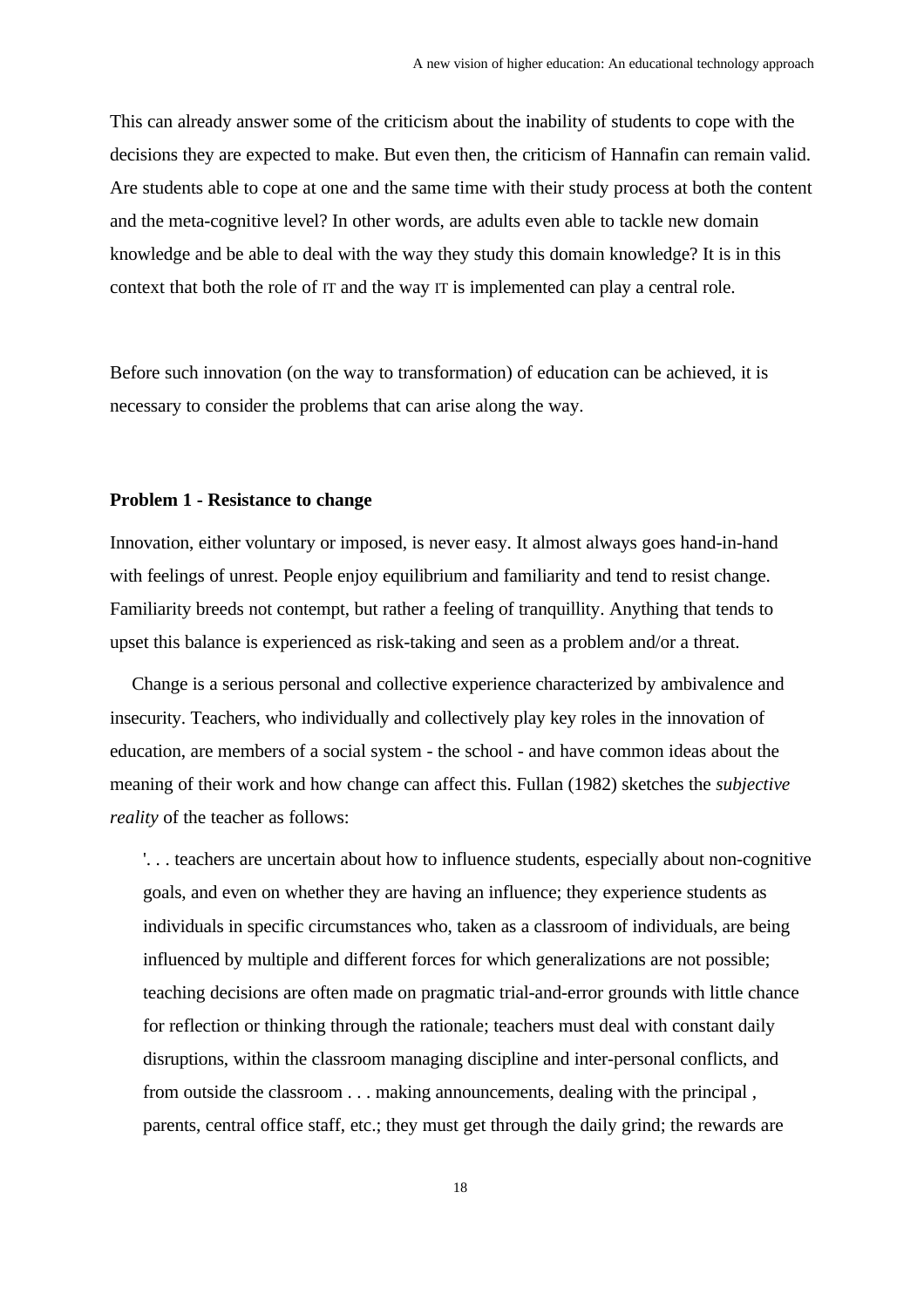This can already answer some of the criticism about the inability of students to cope with the decisions they are expected to make. But even then, the criticism of Hannafin can remain valid. Are students able to cope at one and the same time with their study process at both the content and the meta-cognitive level? In other words, are adults even able to tackle new domain knowledge and be able to deal with the way they study this domain knowledge? It is in this context that both the role of IT and the way IT is implemented can play a central role.

Before such innovation (on the way to transformation) of education can be achieved, it is necessary to consider the problems that can arise along the way.

**Problem 1 - Resistance to change**

Innovation, either voluntary or imposed, is never easy. It almost always goes hand-in-hand with feelings of unrest. People enjoy equilibrium and familiarity and tend to resist change. Familiarity breeds not contempt, but rather a feeling of tranquillity. Anything that tends to upset this balance is experienced as risk-taking and seen as a problem and/or a threat.

Change is a serious personal and collective experience characterized by ambivalence and insecurity. Teachers, who individually and collectively play key roles in the innovation of education, are members of a social system - the school - and have common ideas about the meaning of their work and how change can affect this. Fullan (1982) sketches the *subjective reality* of the teacher as follows:

> '. . . teachers are uncertain about how to influence students, especially about non-cognitive goals, and even on whether they are having an influence; they experience students as individuals in specific circumstances who, taken as a classroom of individuals, are being influenced by multiple and different forces for which generalizations are not possible; teaching decisions are often made on pragmatic trial-and-error grounds with little chance for reflection or thinking through the rationale; teachers must deal with constant daily disruptions, within the classroom managing discipline and inter-personal conflicts, and from outside the classroom . . . making announcements, dealing with the principal , parents, central office staff, etc.; they must get through the daily grind; the rewards are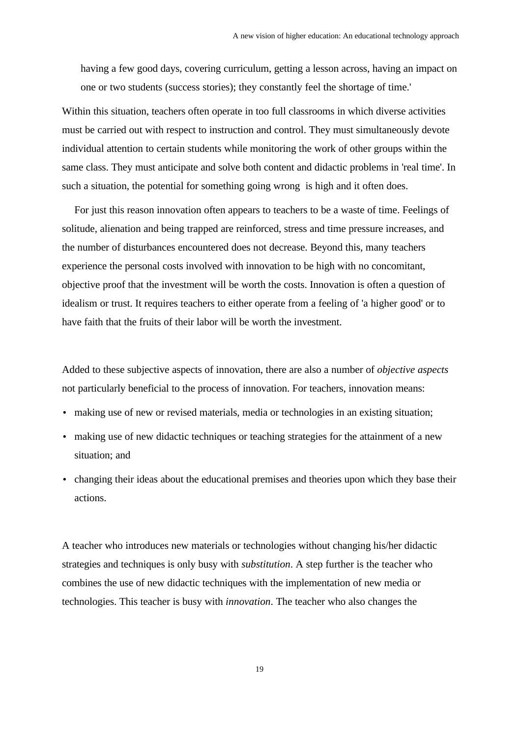> having a few good days, covering curriculum, getting a lesson across, having an impact on one or two students (success stories); they constantly feel the shortage of time.'

Within this situation, teachers often operate in too full classrooms in which diverse activities must be carried out with respect to instruction and control. They must simultaneously devote individual attention to certain students while monitoring the work of other groups within the same class. They must anticipate and solve both content and didactic problems in 'real time'. In such a situation, the potential for something going wrong is high and it often does.

For just this reason innovation often appears to teachers to be a waste of time. Feelings of solitude, alienation and being trapped are reinforced, stress and time pressure increases, and the number of disturbances encountered does not decrease. Beyond this, many teachers experience the personal costs involved with innovation to be high with no concomitant, objective proof that the investment will be worth the costs. Innovation is often a question of idealism or trust. It requires teachers to either operate from a feeling of 'a higher good' or to have faith that the fruits of their labor will be worth the investment.

Added to these subjective aspects of innovation, there are also a number of *objective aspects* not particularly beneficial to the process of innovation. For teachers, innovation means:

- making use of new or revised materials, media or technologies in an existing situation;
- making use of new didactic techniques or teaching strategies for the attainment of a new situation; and
- changing their ideas about the educational premises and theories upon which they base their actions.

A teacher who introduces new materials or technologies without changing his/her didactic strategies and techniques is only busy with *substitution*. A step further is the teacher who combines the use of new didactic techniques with the implementation of new media or technologies. This teacher is busy with *innovation*. The teacher who also changes the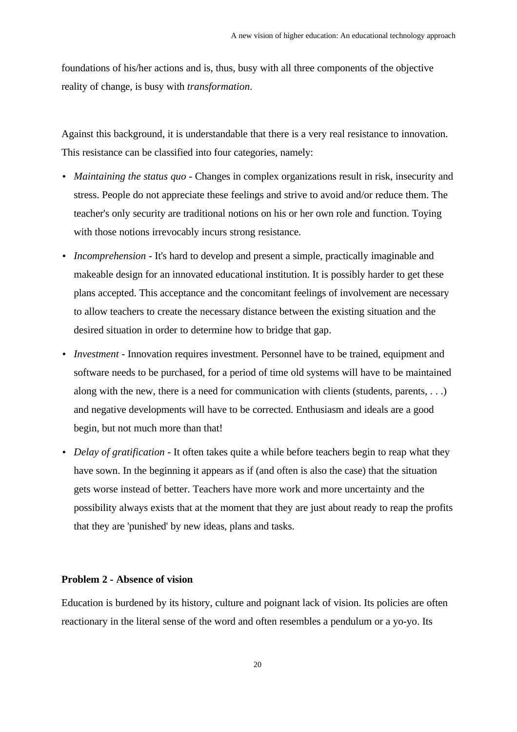foundations of his/her actions and is, thus, busy with all three components of the objective reality of change, is busy with *transformation*.

Against this background, it is understandable that there is a very real resistance to innovation. This resistance can be classified into four categories, namely:

- *Maintaining the status quo* - Changes in complex organizations result in risk, insecurity and stress. People do not appreciate these feelings and strive to avoid and/or reduce them. The teacher's only security are traditional notions on his or her own role and function. Toying with those notions irrevocably incurs strong resistance.
- *Incomprehension* - It's hard to develop and present a simple, practically imaginable and makeable design for an innovated educational institution. It is possibly harder to get these plans accepted. This acceptance and the concomitant feelings of involvement are necessary to allow teachers to create the necessary distance between the existing situation and the desired situation in order to determine how to bridge that gap.
- *Investment* - Innovation requires investment. Personnel have to be trained, equipment and software needs to be purchased, for a period of time old systems will have to be maintained along with the new, there is a need for communication with clients (students, parents, . . .) and negative developments will have to be corrected. Enthusiasm and ideals are a good begin, but not much more than that!
- *Delay of gratification* - It often takes quite a while before teachers begin to reap what they have sown. In the beginning it appears as if (and often is also the case) that the situation gets worse instead of better. Teachers have more work and more uncertainty and the possibility always exists that at the moment that they are just about ready to reap the profits that they are 'punished' by new ideas, plans and tasks.

**Problem 2 - Absence of vision**

Education is burdened by its history, culture and poignant lack of vision. Its policies are often reactionary in the literal sense of the word and often resembles a pendulum or a yo-yo. Its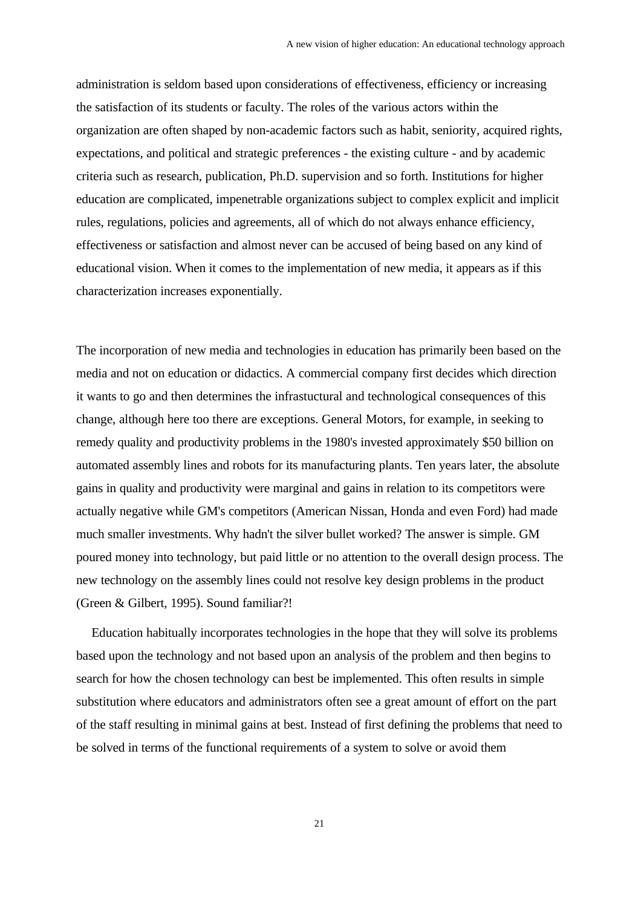administration is seldom based upon considerations of effectiveness, efficiency or increasing the satisfaction of its students or faculty. The roles of the various actors within the organization are often shaped by non-academic factors such as habit, seniority, acquired rights, expectations, and political and strategic preferences - the existing culture - and by academic criteria such as research, publication, Ph.D. supervision and so forth. Institutions for higher education are complicated, impenetrable organizations subject to complex explicit and implicit rules, regulations, policies and agreements, all of which do not always enhance efficiency, effectiveness or satisfaction and almost never can be accused of being based on any kind of educational vision. When it comes to the implementation of new media, it appears as if this characterization increases exponentially.

The incorporation of new media and technologies in education has primarily been based on the media and not on education or didactics. A commercial company first decides which direction it wants to go and then determines the infrastuctural and technological consequences of this change, although here too there are exceptions. General Motors, for example, in seeking to remedy quality and productivity problems in the 1980's invested approximately $50 billion on automated assembly lines and robots for its manufacturing plants. Ten years later, the absolute gains in quality and productivity were marginal and gains in relation to its competitors were actually negative while GM's competitors (American Nissan, Honda and even Ford) had made much smaller investments. Why hadn't the silver bullet worked? The answer is simple. GM poured money into technology, but paid little or no attention to the overall design process. The new technology on the assembly lines could not resolve key design problems in the product (Green & Gilbert, 1995). Sound familiar?!

Education habitually incorporates technologies in the hope that they will solve its problems based upon the technology and not based upon an analysis of the problem and then begins to search for how the chosen technology can best be implemented. This often results in simple substitution where educators and administrators often see a great amount of effort on the part of the staff resulting in minimal gains at best. Instead of first defining the problems that need to be solved in terms of the functional requirements of a system to solve or avoid them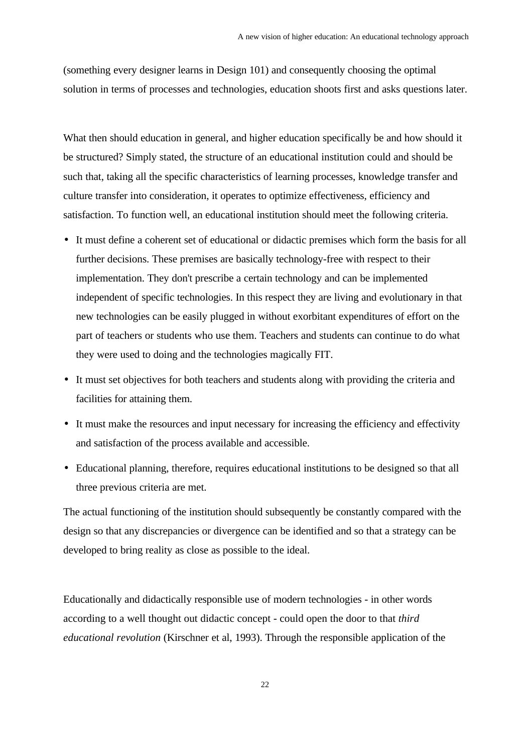(something every designer learns in Design 101) and consequently choosing the optimal solution in terms of processes and technologies, education shoots first and asks questions later.

What then should education in general, and higher education specifically be and how should it be structured? Simply stated, the structure of an educational institution could and should be such that, taking all the specific characteristics of learning processes, knowledge transfer and culture transfer into consideration, it operates to optimize effectiveness, efficiency and satisfaction. To function well, an educational institution should meet the following criteria.

- It must define a coherent set of educational or didactic premises which form the basis for all further decisions. These premises are basically technology-free with respect to their implementation. They don't prescribe a certain technology and can be implemented independent of specific technologies. In this respect they are living and evolutionary in that new technologies can be easily plugged in without exorbitant expenditures of effort on the part of teachers or students who use them. Teachers and students can continue to do what they were used to doing and the technologies magically FIT.
- It must set objectives for both teachers and students along with providing the criteria and facilities for attaining them.
- It must make the resources and input necessary for increasing the efficiency and effectivity and satisfaction of the process available and accessible.
- Educational planning, therefore, requires educational institutions to be designed so that all three previous criteria are met.

The actual functioning of the institution should subsequently be constantly compared with the design so that any discrepancies or divergence can be identified and so that a strategy can be developed to bring reality as close as possible to the ideal.

Educationally and didactically responsible use of modern technologies - in other words according to a well thought out didactic concept - could open the door to that *third educational revolution* (Kirschner et al, 1993). Through the responsible application of the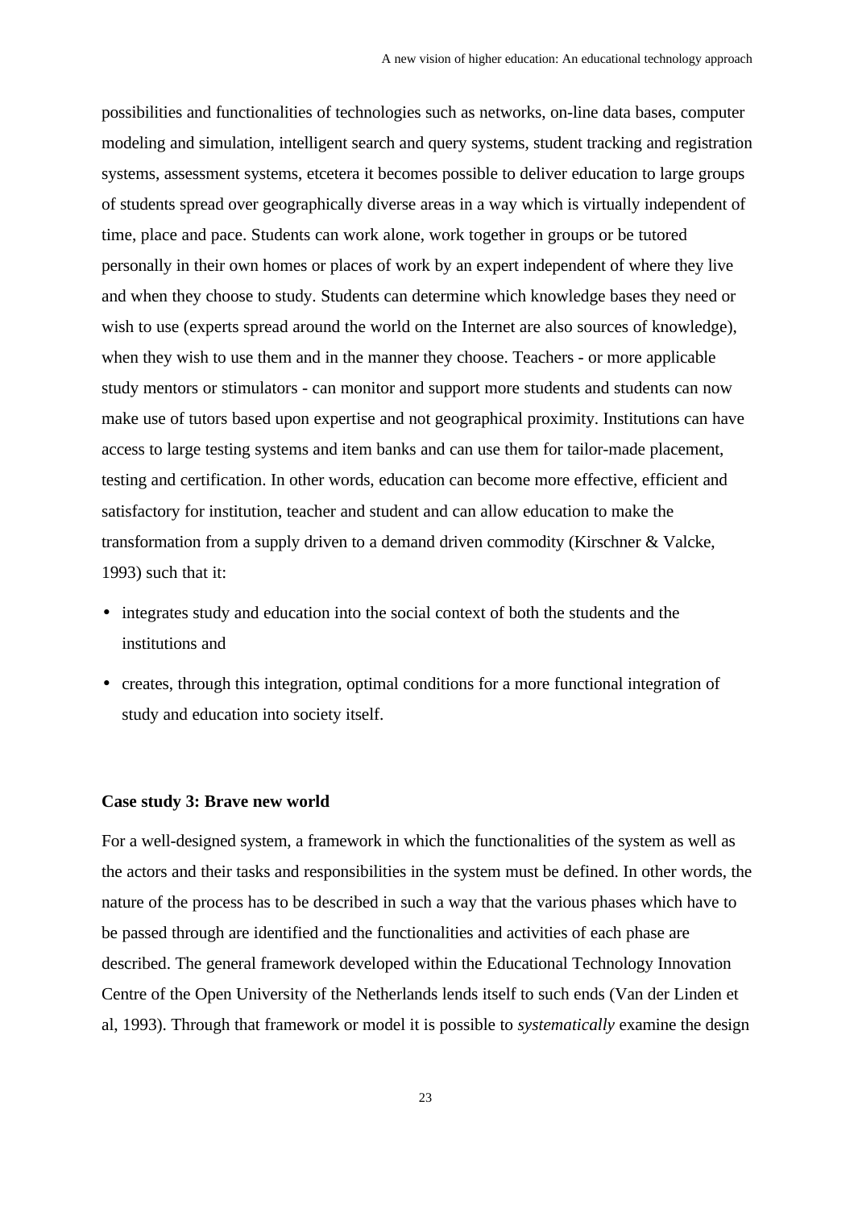possibilities and functionalities of technologies such as networks, on-line data bases, computer modeling and simulation, intelligent search and query systems, student tracking and registration systems, assessment systems, etcetera it becomes possible to deliver education to large groups of students spread over geographically diverse areas in a way which is virtually independent of time, place and pace. Students can work alone, work together in groups or be tutored personally in their own homes or places of work by an expert independent of where they live and when they choose to study. Students can determine which knowledge bases they need or wish to use (experts spread around the world on the Internet are also sources of knowledge), when they wish to use them and in the manner they choose. Teachers - or more applicable study mentors or stimulators - can monitor and support more students and students can now make use of tutors based upon expertise and not geographical proximity. Institutions can have access to large testing systems and item banks and can use them for tailor-made placement, testing and certification. In other words, education can become more effective, efficient and satisfactory for institution, teacher and student and can allow education to make the transformation from a supply driven to a demand driven commodity (Kirschner & Valcke, 1993) such that it:

- integrates study and education into the social context of both the students and the institutions and
- creates, through this integration, optimal conditions for a more functional integration of study and education into society itself.

**Case study 3: Brave new world**

For a well-designed system, a framework in which the functionalities of the system as well as the actors and their tasks and responsibilities in the system must be defined. In other words, the nature of the process has to be described in such a way that the various phases which have to be passed through are identified and the functionalities and activities of each phase are described. The general framework developed within the Educational Technology Innovation Centre of the Open University of the Netherlands lends itself to such ends (Van der Linden et al, 1993). Through that framework or model it is possible to *systematically* examine the design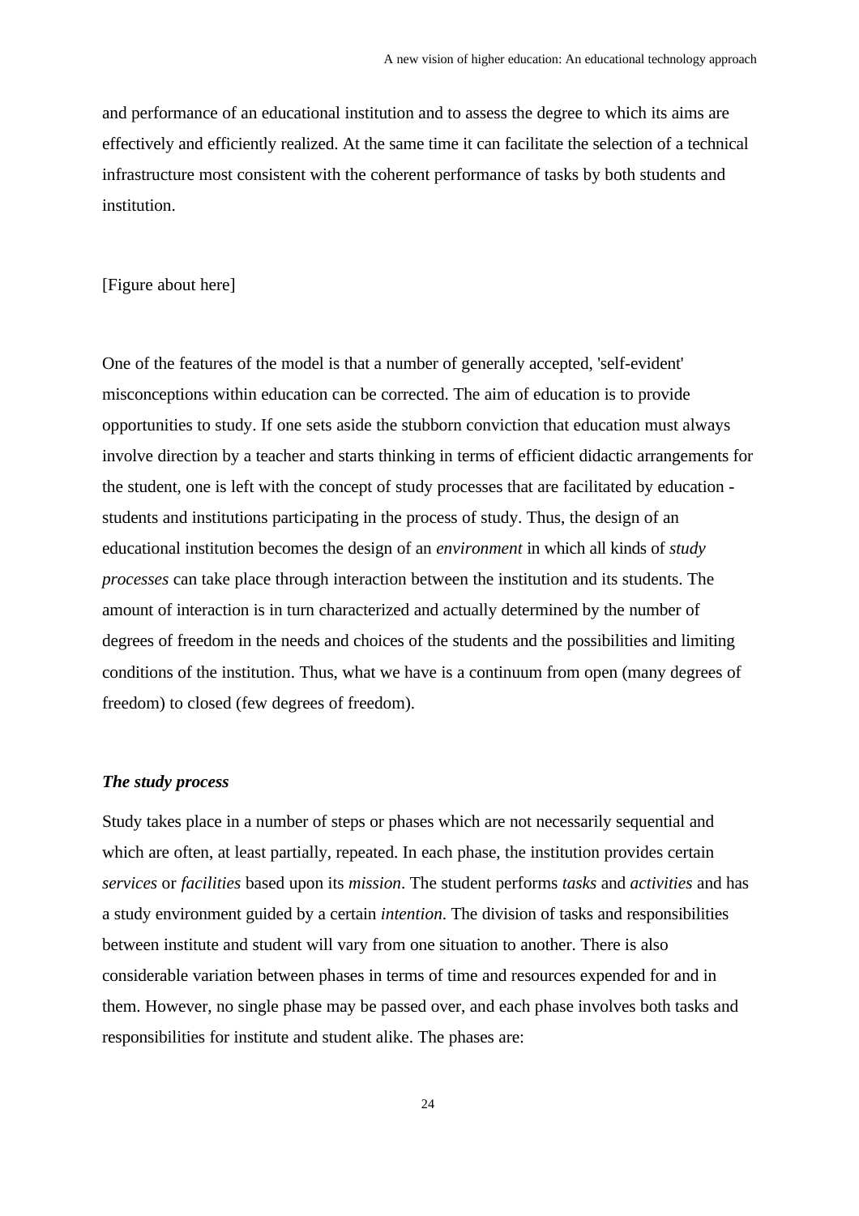and performance of an educational institution and to assess the degree to which its aims are effectively and efficiently realized. At the same time it can facilitate the selection of a technical infrastructure most consistent with the coherent performance of tasks by both students and institution.

[Figure about here]

One of the features of the model is that a number of generally accepted, 'self-evident' misconceptions within education can be corrected. The aim of education is to provide opportunities to study. If one sets aside the stubborn conviction that education must always involve direction by a teacher and starts thinking in terms of efficient didactic arrangements for the student, one is left with the concept of study processes that are facilitated by education - students and institutions participating in the process of study. Thus, the design of an educational institution becomes the design of an *environment* in which all kinds of *study processes* can take place through interaction between the institution and its students. The amount of interaction is in turn characterized and actually determined by the number of degrees of freedom in the needs and choices of the students and the possibilities and limiting conditions of the institution. Thus, what we have is a continuum from open (many degrees of freedom) to closed (few degrees of freedom).

### *The study process*

Study takes place in a number of steps or phases which are not necessarily sequential and which are often, at least partially, repeated. In each phase, the institution provides certain *services* or *facilities* based upon its *mission*. The student performs *tasks* and *activities* and has a study environment guided by a certain *intention*. The division of tasks and responsibilities between institute and student will vary from one situation to another. There is also considerable variation between phases in terms of time and resources expended for and in them. However, no single phase may be passed over, and each phase involves both tasks and responsibilities for institute and student alike. The phases are: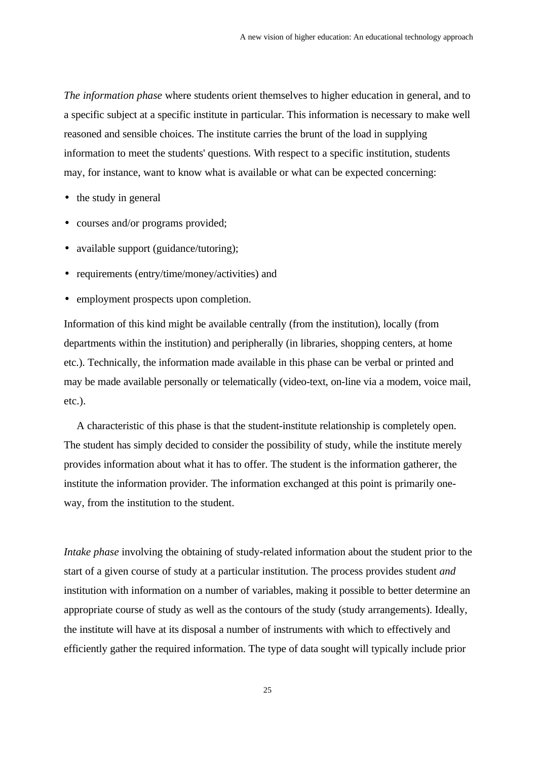*The information phase* where students orient themselves to higher education in general, and to a specific subject at a specific institute in particular. This information is necessary to make well reasoned and sensible choices. The institute carries the brunt of the load in supplying information to meet the students' questions. With respect to a specific institution, students may, for instance, want to know what is available or what can be expected concerning:

- the study in general
- courses and/or programs provided;
- available support (guidance/tutoring);
- requirements (entry/time/money/activities) and
- employment prospects upon completion.

Information of this kind might be available centrally (from the institution), locally (from departments within the institution) and peripherally (in libraries, shopping centers, at home etc.). Technically, the information made available in this phase can be verbal or printed and may be made available personally or telematically (video-text, on-line via a modem, voice mail, etc.).

A characteristic of this phase is that the student-institute relationship is completely open. The student has simply decided to consider the possibility of study, while the institute merely provides information about what it has to offer. The student is the information gatherer, the institute the information provider. The information exchanged at this point is primarily one-way, from the institution to the student.

*Intake phase* involving the obtaining of study-related information about the student prior to the start of a given course of study at a particular institution. The process provides student *and* institution with information on a number of variables, making it possible to better determine an appropriate course of study as well as the contours of the study (study arrangements). Ideally, the institute will have at its disposal a number of instruments with which to effectively and efficiently gather the required information. The type of data sought will typically include prior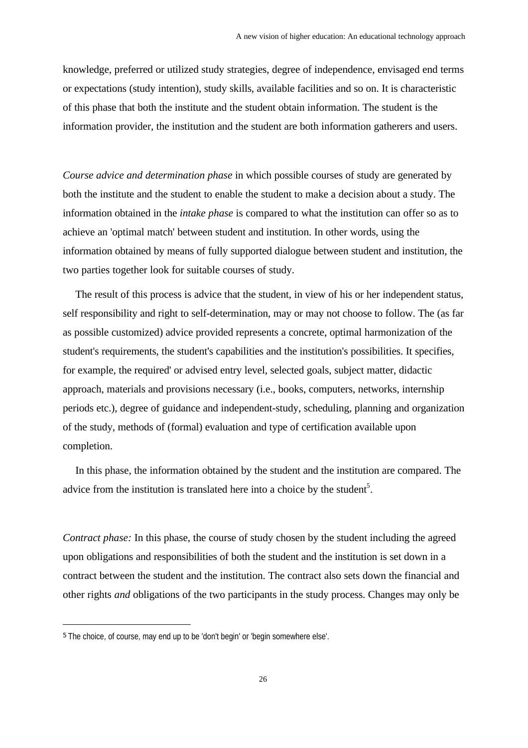knowledge, preferred or utilized study strategies, degree of independence, envisaged end terms or expectations (study intention), study skills, available facilities and so on. It is characteristic of this phase that both the institute and the student obtain information. The student is the information provider, the institution and the student are both information gatherers and users.

*Course advice and determination phase* in which possible courses of study are generated by both the institute and the student to enable the student to make a decision about a study. The information obtained in the *intake phase* is compared to what the institution can offer so as to achieve an 'optimal match' between student and institution. In other words, using the information obtained by means of fully supported dialogue between student and institution, the two parties together look for suitable courses of study.

The result of this process is advice that the student, in view of his or her independent status, self responsibility and right to self-determination, may or may not choose to follow. The (as far as possible customized) advice provided represents a concrete, optimal harmonization of the student's requirements, the student's capabilities and the institution's possibilities. It specifies, for example, the required' or advised entry level, selected goals, subject matter, didactic approach, materials and provisions necessary (i.e., books, computers, networks, internship periods etc.), degree of guidance and independent-study, scheduling, planning and organization of the study, methods of (formal) evaluation and type of certification available upon completion.

In this phase, the information obtained by the student and the institution are compared. The advice from the institution is translated here into a choice by the student[5].

*Contract phase:* In this phase, the course of study chosen by the student including the agreed upon obligations and responsibilities of both the student and the institution is set down in a contract between the student and the institution. The contract also sets down the financial and other rights *and* obligations of the two participants in the study process. Changes may only be

---

[5] The choice, of course, may end up to be 'don't begin' or 'begin somewhere else'.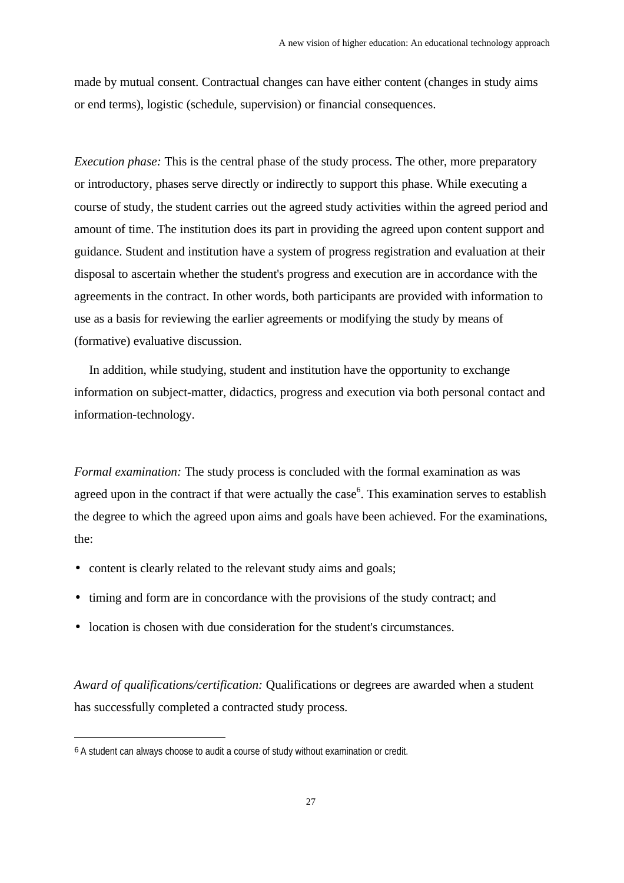made by mutual consent. Contractual changes can have either content (changes in study aims or end terms), logistic (schedule, supervision) or financial consequences.

*Execution phase:* This is the central phase of the study process. The other, more preparatory or introductory, phases serve directly or indirectly to support this phase. While executing a course of study, the student carries out the agreed study activities within the agreed period and amount of time. The institution does its part in providing the agreed upon content support and guidance. Student and institution have a system of progress registration and evaluation at their disposal to ascertain whether the student's progress and execution are in accordance with the agreements in the contract. In other words, both participants are provided with information to use as a basis for reviewing the earlier agreements or modifying the study by means of (formative) evaluative discussion.

In addition, while studying, student and institution have the opportunity to exchange information on subject-matter, didactics, progress and execution via both personal contact and information-technology.

*Formal examination:* The study process is concluded with the formal examination as was agreed upon in the contract if that were actually the case[6]. This examination serves to establish the degree to which the agreed upon aims and goals have been achieved. For the examinations, the:

- content is clearly related to the relevant study aims and goals;
- timing and form are in concordance with the provisions of the study contract; and
- location is chosen with due consideration for the student's circumstances.

*Award of qualifications/certification:* Qualifications or degrees are awarded when a student has successfully completed a contracted study process.

[6] A student can always choose to audit a course of study without examination or credit.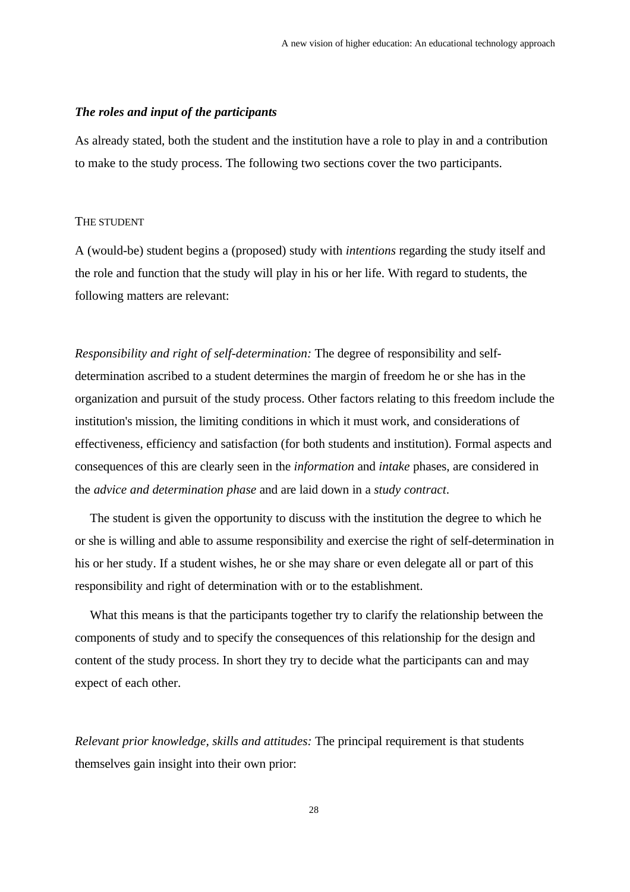### *The roles and input of the participants*

As already stated, both the student and the institution have a role to play in and a contribution to make to the study process. The following two sections cover the two participants.

#### THE STUDENT

A (would-be) student begins a (proposed) study with *intentions* regarding the study itself and the role and function that the study will play in his or her life. With regard to students, the following matters are relevant:

*Responsibility and right of self-determination:* The degree of responsibility and self-determination ascribed to a student determines the margin of freedom he or she has in the organization and pursuit of the study process. Other factors relating to this freedom include the institution's mission, the limiting conditions in which it must work, and considerations of effectiveness, efficiency and satisfaction (for both students and institution). Formal aspects and consequences of this are clearly seen in the *information* and *intake* phases, are considered in the *advice and determination phase* and are laid down in a *study contract*.

The student is given the opportunity to discuss with the institution the degree to which he or she is willing and able to assume responsibility and exercise the right of self-determination in his or her study. If a student wishes, he or she may share or even delegate all or part of this responsibility and right of determination with or to the establishment.

What this means is that the participants together try to clarify the relationship between the components of study and to specify the consequences of this relationship for the design and content of the study process. In short they try to decide what the participants can and may expect of each other.

*Relevant prior knowledge, skills and attitudes:* The principal requirement is that students themselves gain insight into their own prior: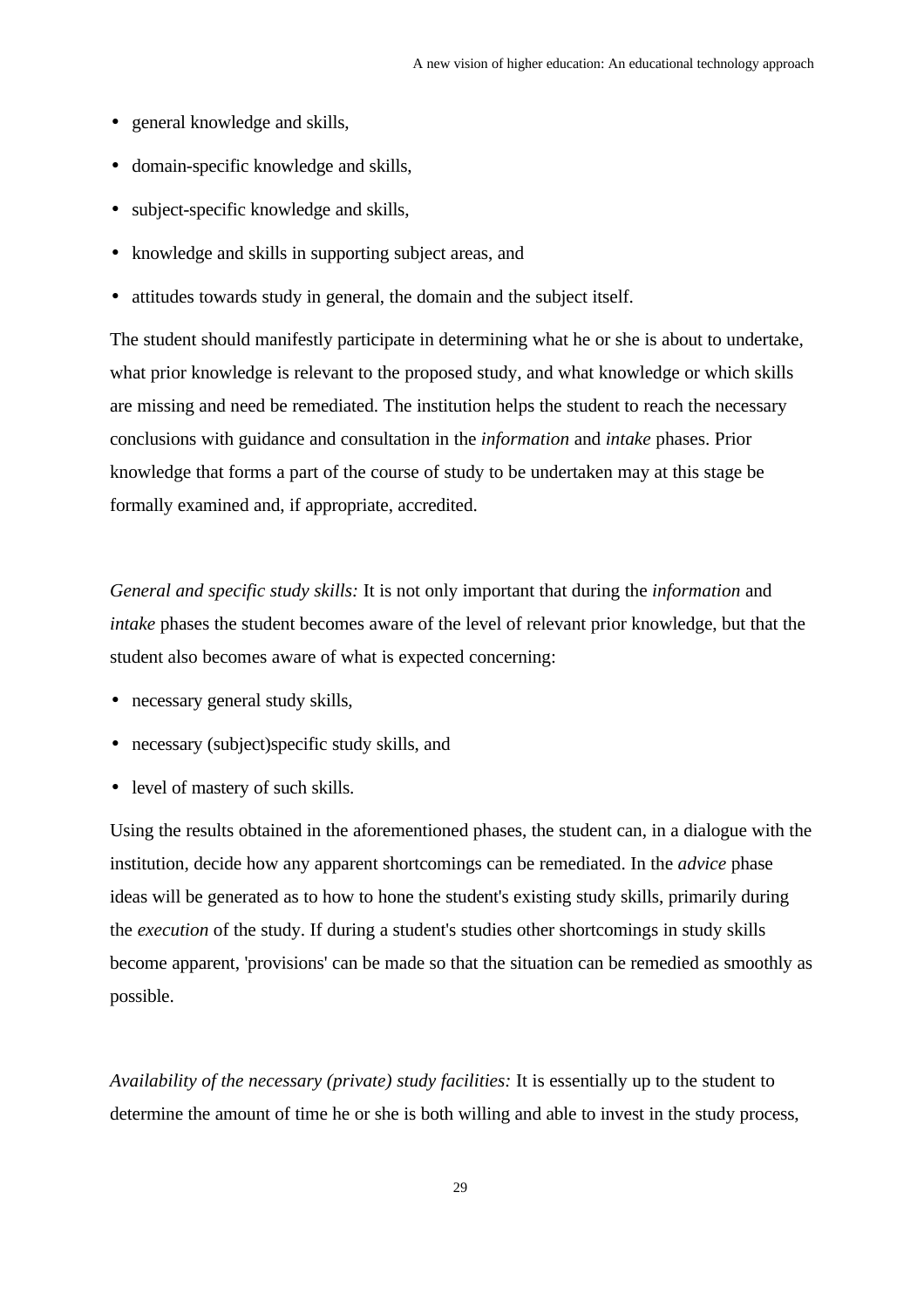- general knowledge and skills,
- domain-specific knowledge and skills,
- subject-specific knowledge and skills,
- knowledge and skills in supporting subject areas, and
- attitudes towards study in general, the domain and the subject itself.

The student should manifestly participate in determining what he or she is about to undertake, what prior knowledge is relevant to the proposed study, and what knowledge or which skills are missing and need be remediated. The institution helps the student to reach the necessary conclusions with guidance and consultation in the *information* and *intake* phases. Prior knowledge that forms a part of the course of study to be undertaken may at this stage be formally examined and, if appropriate, accredited.

*General and specific study skills:* It is not only important that during the *information* and *intake* phases the student becomes aware of the level of relevant prior knowledge, but that the student also becomes aware of what is expected concerning:

- necessary general study skills,
- necessary (subject)specific study skills, and
- level of mastery of such skills.

Using the results obtained in the aforementioned phases, the student can, in a dialogue with the institution, decide how any apparent shortcomings can be remediated. In the *advice* phase ideas will be generated as to how to hone the student's existing study skills, primarily during the *execution* of the study. If during a student's studies other shortcomings in study skills become apparent, 'provisions' can be made so that the situation can be remedied as smoothly as possible.

*Availability of the necessary (private) study facilities:* It is essentially up to the student to determine the amount of time he or she is both willing and able to invest in the study process,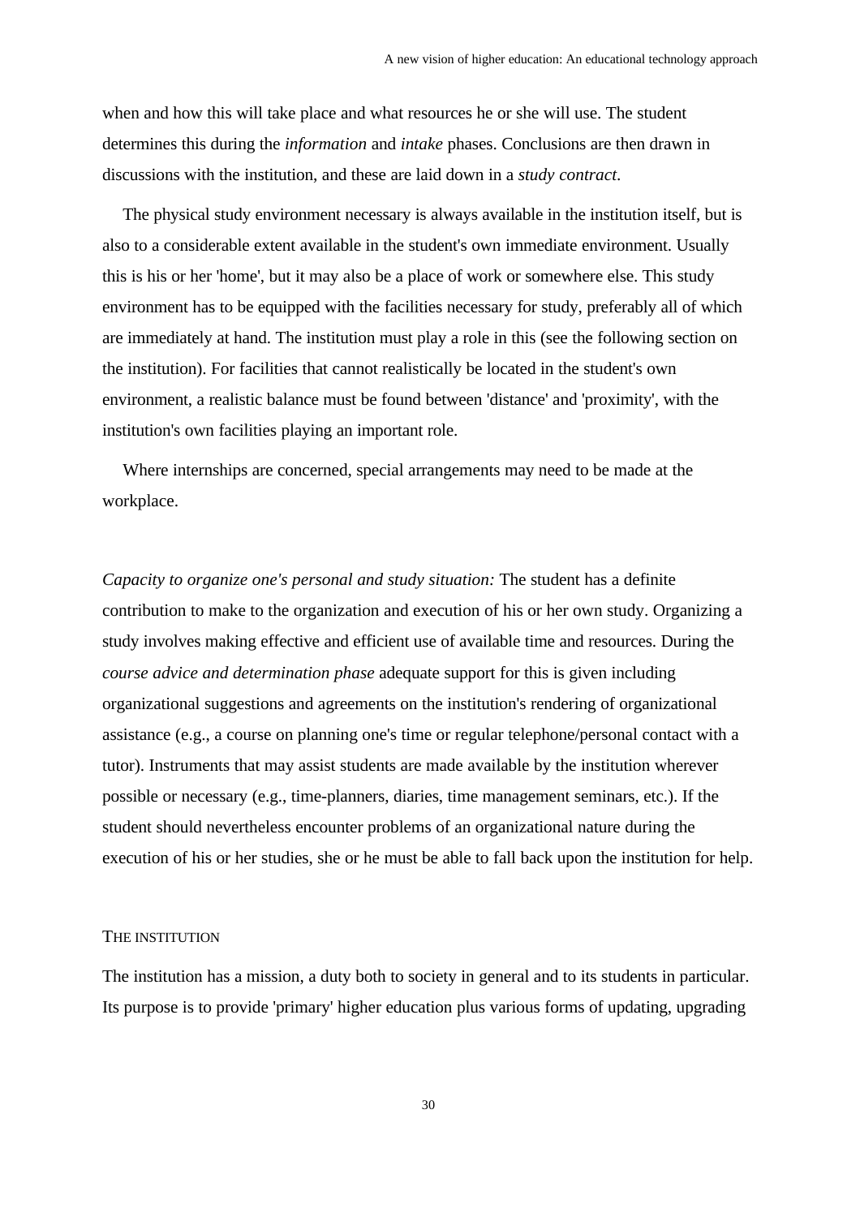when and how this will take place and what resources he or she will use. The student determines this during the *information* and *intake* phases. Conclusions are then drawn in discussions with the institution, and these are laid down in a *study contract*.

The physical study environment necessary is always available in the institution itself, but is also to a considerable extent available in the student's own immediate environment. Usually this is his or her 'home', but it may also be a place of work or somewhere else. This study environment has to be equipped with the facilities necessary for study, preferably all of which are immediately at hand. The institution must play a role in this (see the following section on the institution). For facilities that cannot realistically be located in the student's own environment, a realistic balance must be found between 'distance' and 'proximity', with the institution's own facilities playing an important role.

Where internships are concerned, special arrangements may need to be made at the workplace.

*Capacity to organize one's personal and study situation:* The student has a definite contribution to make to the organization and execution of his or her own study. Organizing a study involves making effective and efficient use of available time and resources. During the *course advice and determination phase* adequate support for this is given including organizational suggestions and agreements on the institution's rendering of organizational assistance (e.g., a course on planning one's time or regular telephone/personal contact with a tutor). Instruments that may assist students are made available by the institution wherever possible or necessary (e.g., time-planners, diaries, time management seminars, etc.). If the student should nevertheless encounter problems of an organizational nature during the execution of his or her studies, she or he must be able to fall back upon the institution for help.

### The institution

The institution has a mission, a duty both to society in general and to its students in particular. Its purpose is to provide 'primary' higher education plus various forms of updating, upgrading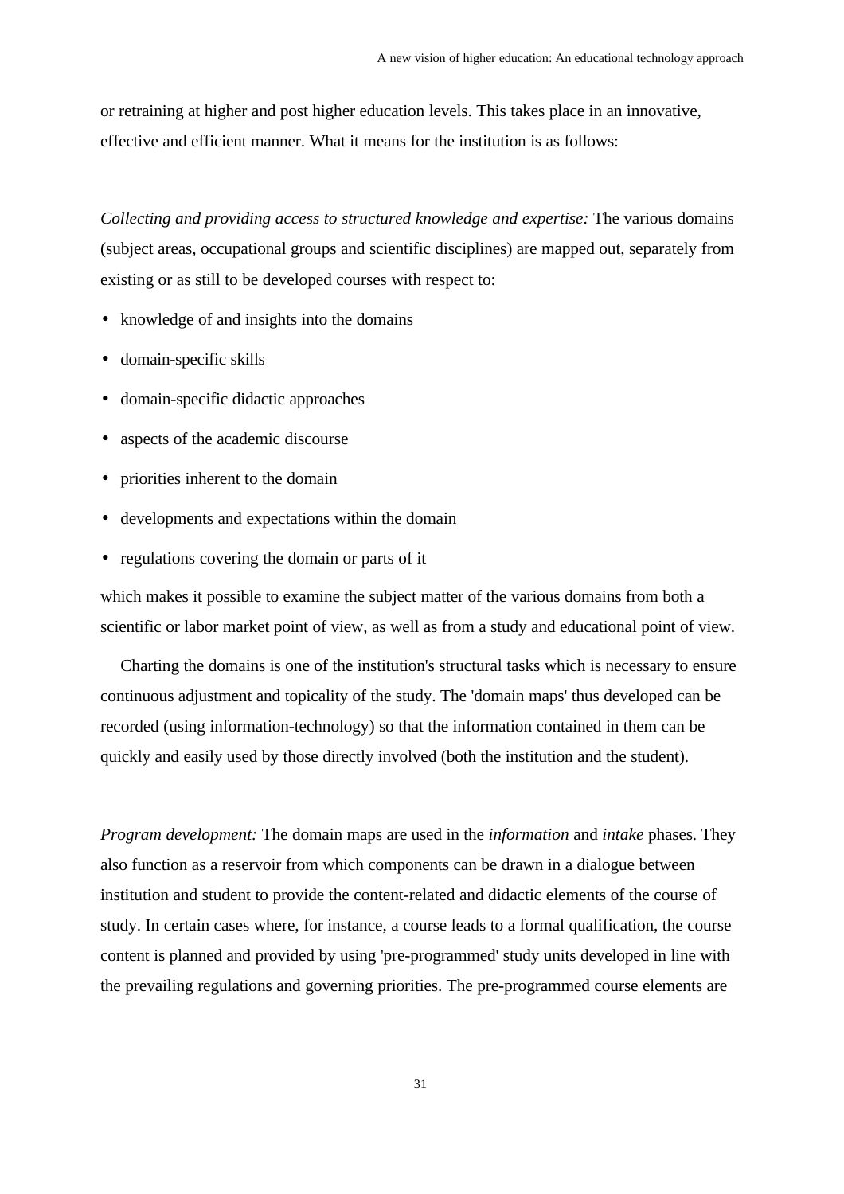or retraining at higher and post higher education levels. This takes place in an innovative, effective and efficient manner. What it means for the institution is as follows:

*Collecting and providing access to structured knowledge and expertise:* The various domains (subject areas, occupational groups and scientific disciplines) are mapped out, separately from existing or as still to be developed courses with respect to:

- knowledge of and insights into the domains
- domain-specific skills
- domain-specific didactic approaches
- aspects of the academic discourse
- priorities inherent to the domain
- developments and expectations within the domain
- regulations covering the domain or parts of it

which makes it possible to examine the subject matter of the various domains from both a scientific or labor market point of view, as well as from a study and educational point of view.

Charting the domains is one of the institution's structural tasks which is necessary to ensure continuous adjustment and topicality of the study. The 'domain maps' thus developed can be recorded (using information-technology) so that the information contained in them can be quickly and easily used by those directly involved (both the institution and the student).

*Program development:* The domain maps are used in the *information* and *intake* phases. They also function as a reservoir from which components can be drawn in a dialogue between institution and student to provide the content-related and didactic elements of the course of study. In certain cases where, for instance, a course leads to a formal qualification, the course content is planned and provided by using 'pre-programmed' study units developed in line with the prevailing regulations and governing priorities. The pre-programmed course elements are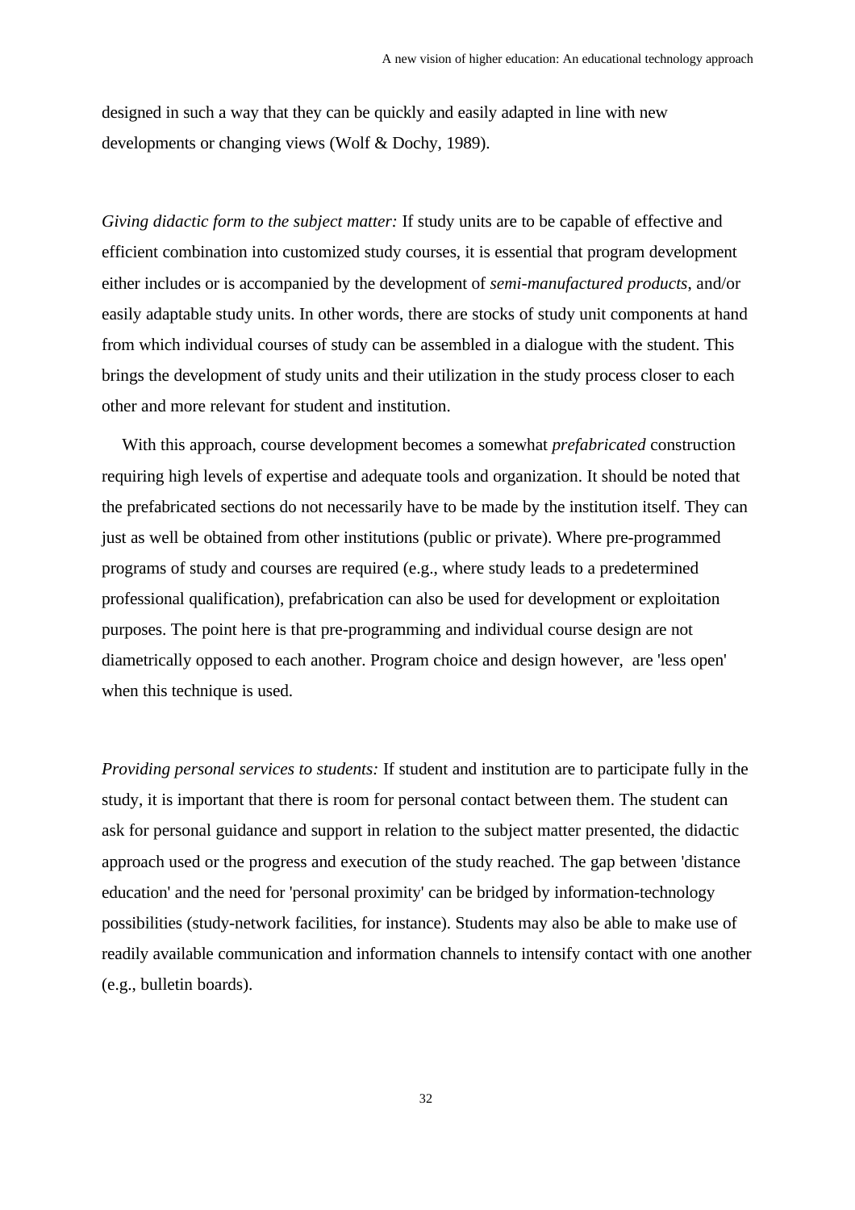designed in such a way that they can be quickly and easily adapted in line with new developments or changing views (Wolf & Dochy, 1989).

*Giving didactic form to the subject matter:* If study units are to be capable of effective and efficient combination into customized study courses, it is essential that program development either includes or is accompanied by the development of *semi-manufactured products*, and/or easily adaptable study units. In other words, there are stocks of study unit components at hand from which individual courses of study can be assembled in a dialogue with the student. This brings the development of study units and their utilization in the study process closer to each other and more relevant for student and institution.

With this approach, course development becomes a somewhat *prefabricated* construction requiring high levels of expertise and adequate tools and organization. It should be noted that the prefabricated sections do not necessarily have to be made by the institution itself. They can just as well be obtained from other institutions (public or private). Where pre-programmed programs of study and courses are required (e.g., where study leads to a predetermined professional qualification), prefabrication can also be used for development or exploitation purposes. The point here is that pre-programming and individual course design are not diametrically opposed to each another. Program choice and design however, are 'less open' when this technique is used.

*Providing personal services to students:* If student and institution are to participate fully in the study, it is important that there is room for personal contact between them. The student can ask for personal guidance and support in relation to the subject matter presented, the didactic approach used or the progress and execution of the study reached. The gap between 'distance education' and the need for 'personal proximity' can be bridged by information-technology possibilities (study-network facilities, for instance). Students may also be able to make use of readily available communication and information channels to intensify contact with one another (e.g., bulletin boards).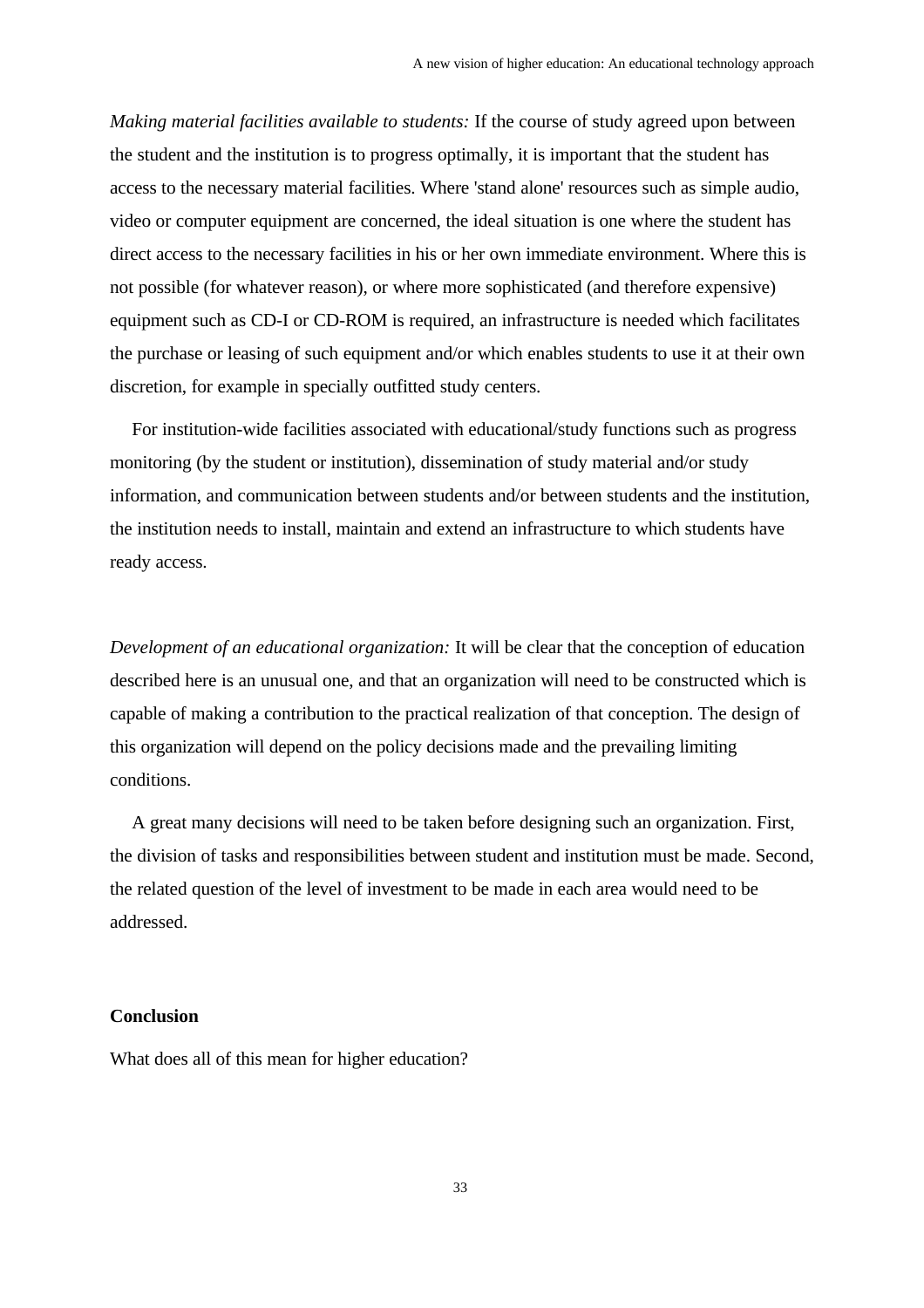*Making material facilities available to students:* If the course of study agreed upon between the student and the institution is to progress optimally, it is important that the student has access to the necessary material facilities. Where 'stand alone' resources such as simple audio, video or computer equipment are concerned, the ideal situation is one where the student has direct access to the necessary facilities in his or her own immediate environment. Where this is not possible (for whatever reason), or where more sophisticated (and therefore expensive) equipment such as CD-I or CD-ROM is required, an infrastructure is needed which facilitates the purchase or leasing of such equipment and/or which enables students to use it at their own discretion, for example in specially outfitted study centers.

For institution-wide facilities associated with educational/study functions such as progress monitoring (by the student or institution), dissemination of study material and/or study information, and communication between students and/or between students and the institution, the institution needs to install, maintain and extend an infrastructure to which students have ready access.

*Development of an educational organization:* It will be clear that the conception of education described here is an unusual one, and that an organization will need to be constructed which is capable of making a contribution to the practical realization of that conception. The design of this organization will depend on the policy decisions made and the prevailing limiting conditions.

A great many decisions will need to be taken before designing such an organization. First, the division of tasks and responsibilities between student and institution must be made. Second, the related question of the level of investment to be made in each area would need to be addressed.

**Conclusion**

What does all of this mean for higher education?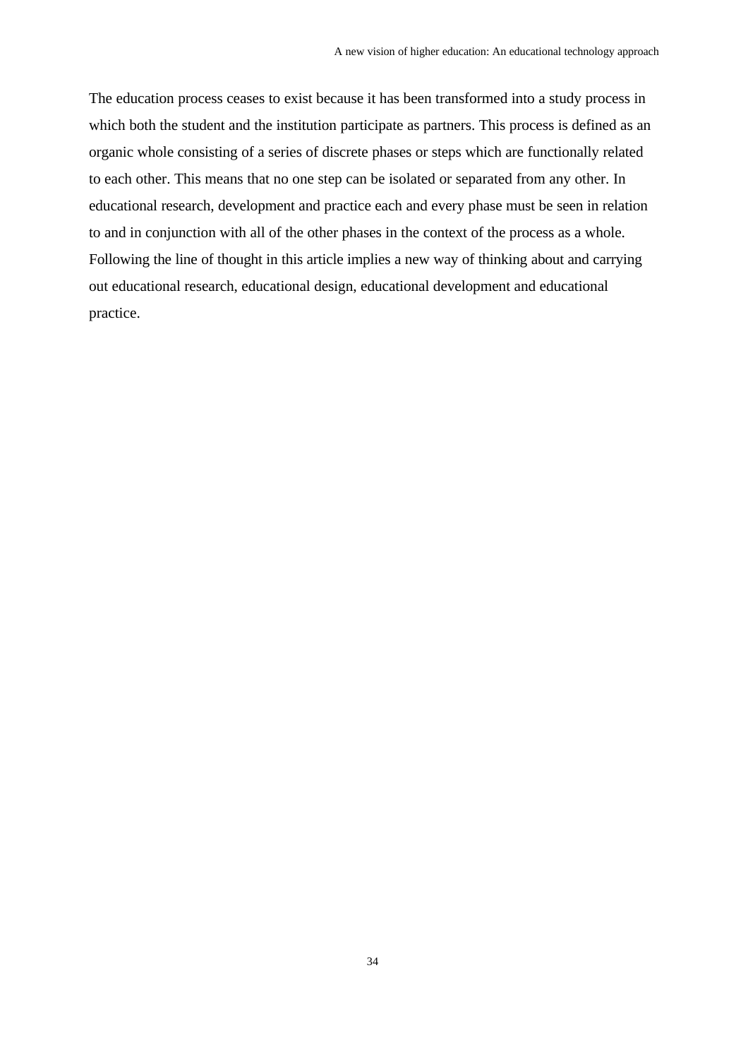The education process ceases to exist because it has been transformed into a study process in which both the student and the institution participate as partners. This process is defined as an organic whole consisting of a series of discrete phases or steps which are functionally related to each other. This means that no one step can be isolated or separated from any other. In educational research, development and practice each and every phase must be seen in relation to and in conjunction with all of the other phases in the context of the process as a whole. Following the line of thought in this article implies a new way of thinking about and carrying out educational research, educational design, educational development and educational practice.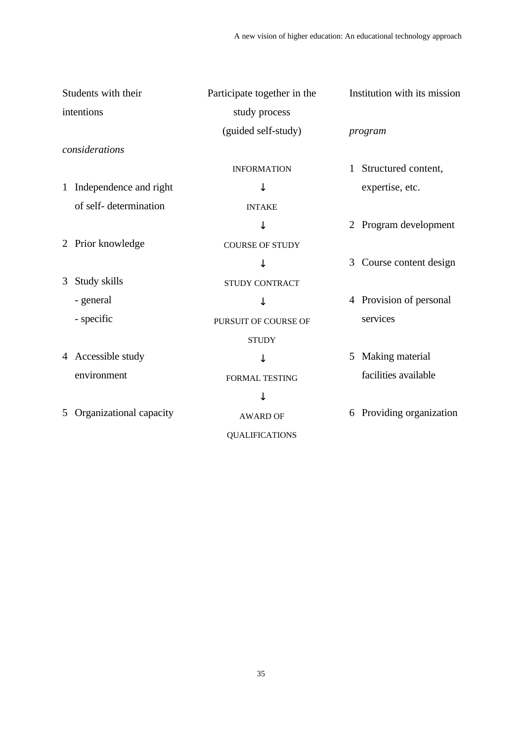| Students with their intentions | Participate together in the study process (guided self-study) | Institution with its mission |
|---|---|---|
| *considerations* | | *program* |
| | INFORMATION | 1 Structured content, expertise, etc. |
| 1 Independence and right of self- determination | ↓ | |
| | INTAKE | |
| | ↓ | 2 Program development |
| 2 Prior knowledge | COURSE OF STUDY | |
| | ↓ | 3 Course content design |
| 3 Study skills<br>- general<br>- specific | STUDY CONTRACT | |
| | ↓ | 4 Provision of personal services |
| | PURSUIT OF COURSE OF STUDY | |
| 4 Accessible study environment | ↓ | 5 Making material facilities available |
| | FORMAL TESTING | |
| | ↓ | |
| 5 Organizational capacity | AWARD OF QUALIFICATIONS | 6 Providing organization |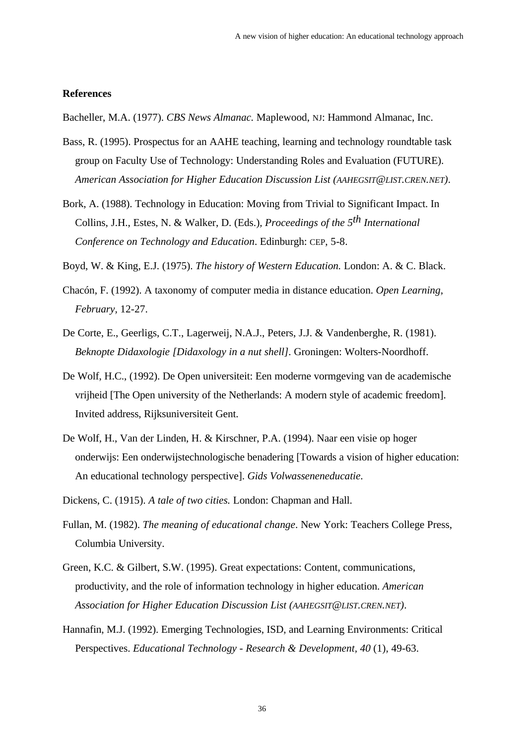**References**

Bacheller, M.A. (1977). *CBS News Almanac.* Maplewood, NJ: Hammond Almanac, Inc.

Bass, R. (1995). Prospectus for an AAHE teaching, learning and technology roundtable task group on Faculty Use of Technology: Understanding Roles and Evaluation (FUTURE). *American Association for Higher Education Discussion List (AAHEGSIT@LIST.CREN.NET)*.

Bork, A. (1988). Technology in Education: Moving from Trivial to Significant Impact. In Collins, J.H., Estes, N. & Walker, D. (Eds.), *Proceedings of the 5th International Conference on Technology and Education*. Edinburgh: CEP, 5-8.

Boyd, W. & King, E.J. (1975). *The history of Western Education.* London: A. & C. Black.

Chacón, F. (1992). A taxonomy of computer media in distance education. *Open Learning, February,* 12-27.

De Corte, E., Geerligs, C.T., Lagerweij, N.A.J., Peters, J.J. & Vandenberghe, R. (1981). *Beknopte Didaxologie [Didaxology in a nut shell]*. Groningen: Wolters-Noordhoff.

De Wolf, H.C., (1992). De Open universiteit: Een moderne vormgeving van de academische vrijheid [The Open university of the Netherlands: A modern style of academic freedom]. Invited address, Rijksuniversiteit Gent.

De Wolf, H., Van der Linden, H. & Kirschner, P.A. (1994). Naar een visie op hoger onderwijs: Een onderwijstechnologische benadering [Towards a vision of higher education: An educational technology perspective]. *Gids Volwasseneneducatie.*

Dickens, C. (1915). *A tale of two cities.* London: Chapman and Hall.

Fullan, M. (1982). *The meaning of educational change*. New York: Teachers College Press, Columbia University.

Green, K.C. & Gilbert, S.W. (1995). Great expectations: Content, communications, productivity, and the role of information technology in higher education. *American Association for Higher Education Discussion List (AAHEGSIT@LIST.CREN.NET)*.

Hannafin, M.J. (1992). Emerging Technologies, ISD, and Learning Environments: Critical Perspectives. *Educational Technology - Research & Development, 40* (1), 49-63.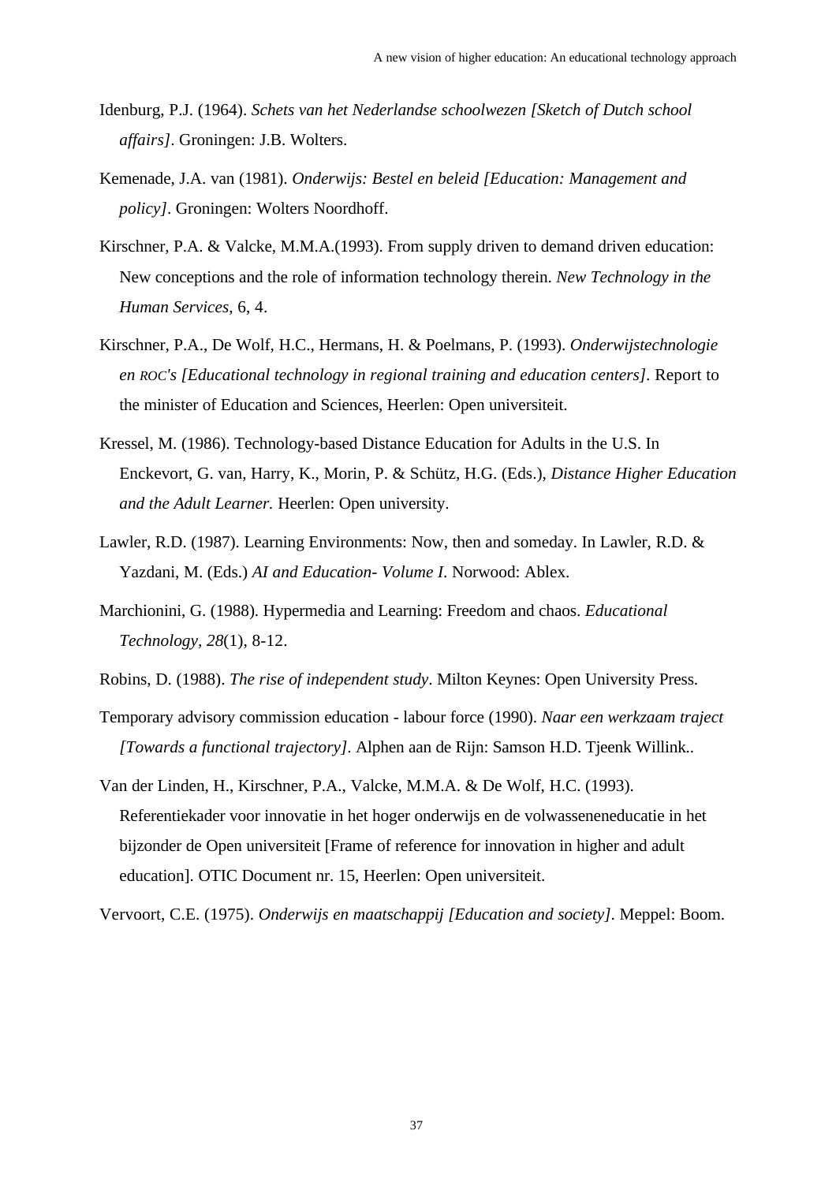Idenburg, P.J. (1964). *Schets van het Nederlandse schoolwezen [Sketch of Dutch school affairs]*. Groningen: J.B. Wolters.

Kemenade, J.A. van (1981). *Onderwijs: Bestel en beleid [Education: Management and policy]*. Groningen: Wolters Noordhoff.

Kirschner, P.A. & Valcke, M.M.A.(1993). From supply driven to demand driven education: New conceptions and the role of information technology therein. *New Technology in the Human Services*, 6, 4.

Kirschner, P.A., De Wolf, H.C., Hermans, H. & Poelmans, P. (1993). *Onderwijstechnologie en ROC's [Educational technology in regional training and education centers]*. Report to the minister of Education and Sciences, Heerlen: Open universiteit.

Kressel, M. (1986). Technology-based Distance Education for Adults in the U.S. In Enckevort, G. van, Harry, K., Morin, P. & Schütz, H.G. (Eds.), *Distance Higher Education and the Adult Learner.* Heerlen: Open university.

Lawler, R.D. (1987). Learning Environments: Now, then and someday. In Lawler, R.D. & Yazdani, M. (Eds.) *AI and Education- Volume I*. Norwood: Ablex.

Marchionini, G. (1988). Hypermedia and Learning: Freedom and chaos. *Educational Technology, 28*(1), 8-12.

Robins, D. (1988). *The rise of independent study*. Milton Keynes: Open University Press.

Temporary advisory commission education - labour force (1990). *Naar een werkzaam traject [Towards a functional trajectory]*. Alphen aan de Rijn: Samson H.D. Tjeenk Willink..

Van der Linden, H., Kirschner, P.A., Valcke, M.M.A. & De Wolf, H.C. (1993). Referentiekader voor innovatie in het hoger onderwijs en de volwasseneneducatie in het bijzonder de Open universiteit [Frame of reference for innovation in higher and adult education]. OTIC Document nr. 15, Heerlen: Open universiteit.

Vervoort, C.E. (1975). *Onderwijs en maatschappij [Education and society]*. Meppel: Boom.